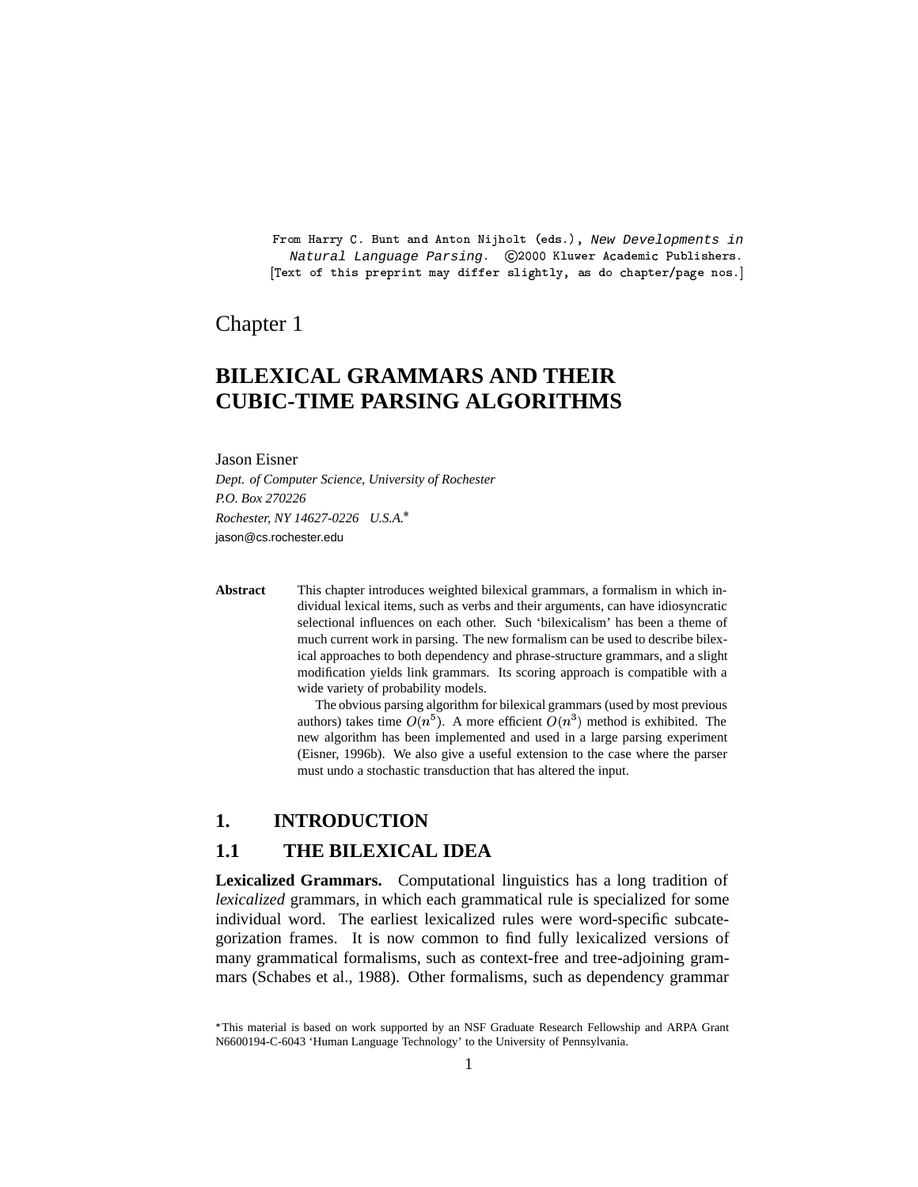From Harry C. Bunt and Anton Nijholt (eds.), *New Developments in Natural Language Parsing*. ©2000 Kluwer Academic Publishers.
[Text of this preprint may differ slightly, as do chapter/page nos.]

Chapter 1

# BILEXICAL GRAMMARS AND THEIR CUBIC-TIME PARSING ALGORITHMS

Jason Eisner

*Dept. of Computer Science, University of Rochester*
*P.O. Box 270226*
*Rochester, NY 14627-0226 U.S.A.*[*]
jason@cs.rochester.edu

**Abstract** This chapter introduces weighted bilexical grammars, a formalism in which individual lexical items, such as verbs and their arguments, can have idiosyncratic selectional influences on each other. Such 'bilexicalism' has been a theme of much current work in parsing. The new formalism can be used to describe bilexical approaches to both dependency and phrase-structure grammars, and a slight modification yields link grammars. Its scoring approach is compatible with a wide variety of probability models.

The obvious parsing algorithm for bilexical grammars (used by most previous authors) takes time $O(n^5)$. A more efficient $O(n^3)$ method is exhibited. The new algorithm has been implemented and used in a large parsing experiment (Eisner, 1996b). We also give a useful extension to the case where the parser must undo a stochastic transduction that has altered the input.

## 1. INTRODUCTION

### 1.1 THE BILEXICAL IDEA

**Lexicalized Grammars.** Computational linguistics has a long tradition of *lexicalized* grammars, in which each grammatical rule is specialized for some individual word. The earliest lexicalized rules were word-specific subcategorization frames. It is now common to find fully lexicalized versions of many grammatical formalisms, such as context-free and tree-adjoining grammars (Schabes et al., 1988). Other formalisms, such as dependency grammar

[*]This material is based on work supported by an NSF Graduate Research Fellowship and ARPA Grant N6600194-C-6043 'Human Language Technology' to the University of Pennsylvania.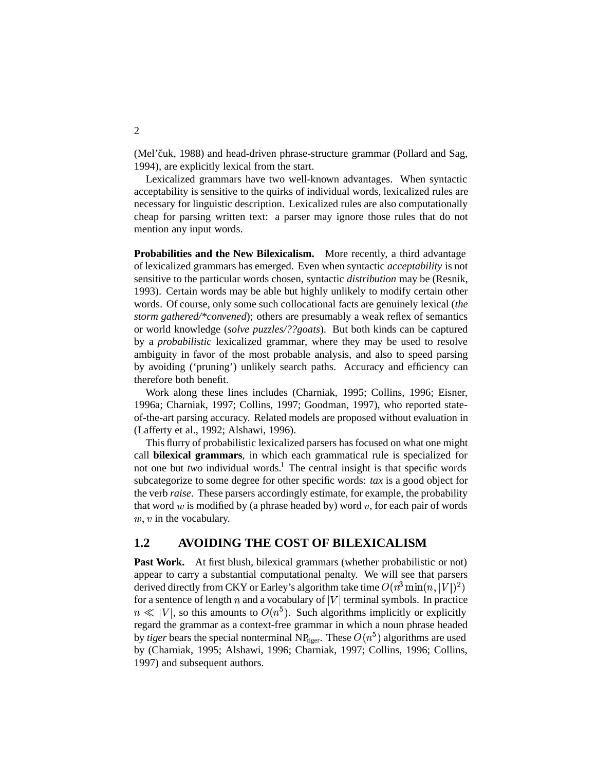(Mel'čuk, 1988) and head-driven phrase-structure grammar (Pollard and Sag, 1994), are explicitly lexical from the start.

Lexicalized grammars have two well-known advantages. When syntactic acceptability is sensitive to the quirks of individual words, lexicalized rules are necessary for linguistic description. Lexicalized rules are also computationally cheap for parsing written text: a parser may ignore those rules that do not mention any input words.

**Probabilities and the New Bilexicalism.** More recently, a third advantage of lexicalized grammars has emerged. Even when syntactic *acceptability* is not sensitive to the particular words chosen, syntactic *distribution* may be (Resnik, 1993). Certain words may be able but highly unlikely to modify certain other words. Of course, only some such collocational facts are genuinely lexical (*the storm gathered/*convened*); others are presumably a weak reflex of semantics or world knowledge (*solve puzzles/??goats*). But both kinds can be captured by a *probabilistic* lexicalized grammar, where they may be used to resolve ambiguity in favor of the most probable analysis, and also to speed parsing by avoiding ('pruning') unlikely search paths. Accuracy and efficiency can therefore both benefit.

Work along these lines includes (Charniak, 1995; Collins, 1996; Eisner, 1996a; Charniak, 1997; Collins, 1997; Goodman, 1997), who reported state-of-the-art parsing accuracy. Related models are proposed without evaluation in (Lafferty et al., 1992; Alshawi, 1996).

This flurry of probabilistic lexicalized parsers has focused on what one might call **bilexical grammars**, in which each grammatical rule is specialized for not one but *two* individual words.[1] The central insight is that specific words subcategorize to some degree for other specific words: *tax* is a good object for the verb *raise*. These parsers accordingly estimate, for example, the probability that word $w$ is modified by (a phrase headed by) word $v$, for each pair of words $w, v$ in the vocabulary.

## 1.2 AVOIDING THE COST OF BILEXICALISM

**Past Work.** At first blush, bilexical grammars (whether probabilistic or not) appear to carry a substantial computational penalty. We will see that parsers derived directly from CKY or Earley's algorithm take time $O(n^3 \min(n, |V|)^2)$ for a sentence of length $n$ and a vocabulary of $|V|$ terminal symbols. In practice $n \ll |V|$, so this amounts to $O(n^5)$. Such algorithms implicitly or explicitly regard the grammar as a context-free grammar in which a noun phrase headed by *tiger* bears the special nonterminal $\mathrm{NP}_{\mathrm{tiger}}$. These $O(n^5)$ algorithms are used by (Charniak, 1995; Alshawi, 1996; Charniak, 1997; Collins, 1996; Collins, 1997) and subsequent authors.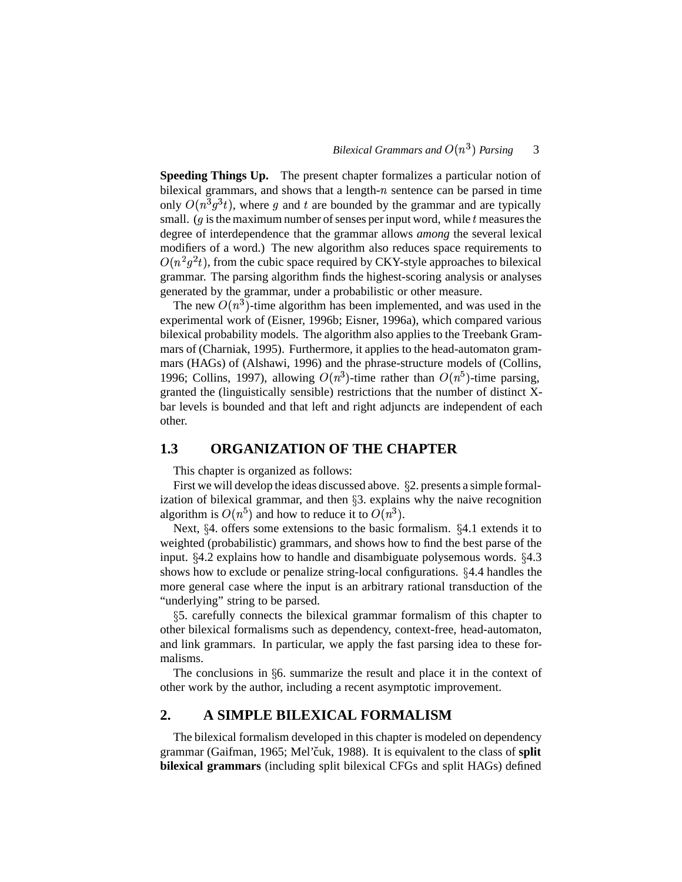**Speeding Things Up.** The present chapter formalizes a particular notion of bilexical grammars, and shows that a length-$n$ sentence can be parsed in time only $O(n^3 g^3 t)$, where $g$ and $t$ are bounded by the grammar and are typically small. ($g$ is the maximum number of senses per input word, while $t$ measures the degree of interdependence that the grammar allows *among* the several lexical modifiers of a word.) The new algorithm also reduces space requirements to $O(n^2 g^2 t)$, from the cubic space required by CKY-style approaches to bilexical grammar. The parsing algorithm finds the highest-scoring analysis or analyses generated by the grammar, under a probabilistic or other measure.

The new $O(n^3)$-time algorithm has been implemented, and was used in the experimental work of (Eisner, 1996b; Eisner, 1996a), which compared various bilexical probability models. The algorithm also applies to the Treebank Grammars of (Charniak, 1995). Furthermore, it applies to the head-automaton grammars (HAGs) of (Alshawi, 1996) and the phrase-structure models of (Collins, 1996; Collins, 1997), allowing $O(n^3)$-time rather than $O(n^5)$-time parsing, granted the (linguistically sensible) restrictions that the number of distinct X-bar levels is bounded and that left and right adjuncts are independent of each other.

## 1.3 ORGANIZATION OF THE CHAPTER

This chapter is organized as follows:

First we will develop the ideas discussed above. §2. presents a simple formalization of bilexical grammar, and then §3. explains why the naive recognition algorithm is $O(n^5)$ and how to reduce it to $O(n^3)$.

Next, §4. offers some extensions to the basic formalism. §4.1 extends it to weighted (probabilistic) grammars, and shows how to find the best parse of the input. §4.2 explains how to handle and disambiguate polysemous words. §4.3 shows how to exclude or penalize string-local configurations. §4.4 handles the more general case where the input is an arbitrary rational transduction of the "underlying" string to be parsed.

§5. carefully connects the bilexical grammar formalism of this chapter to other bilexical formalisms such as dependency, context-free, head-automaton, and link grammars. In particular, we apply the fast parsing idea to these formalisms.

The conclusions in §6. summarize the result and place it in the context of other work by the author, including a recent asymptotic improvement.

# 2. A SIMPLE BILEXICAL FORMALISM

The bilexical formalism developed in this chapter is modeled on dependency grammar (Gaifman, 1965; Mel'čuk, 1988). It is equivalent to the class of **split bilexical grammars** (including split bilexical CFGs and split HAGs) defined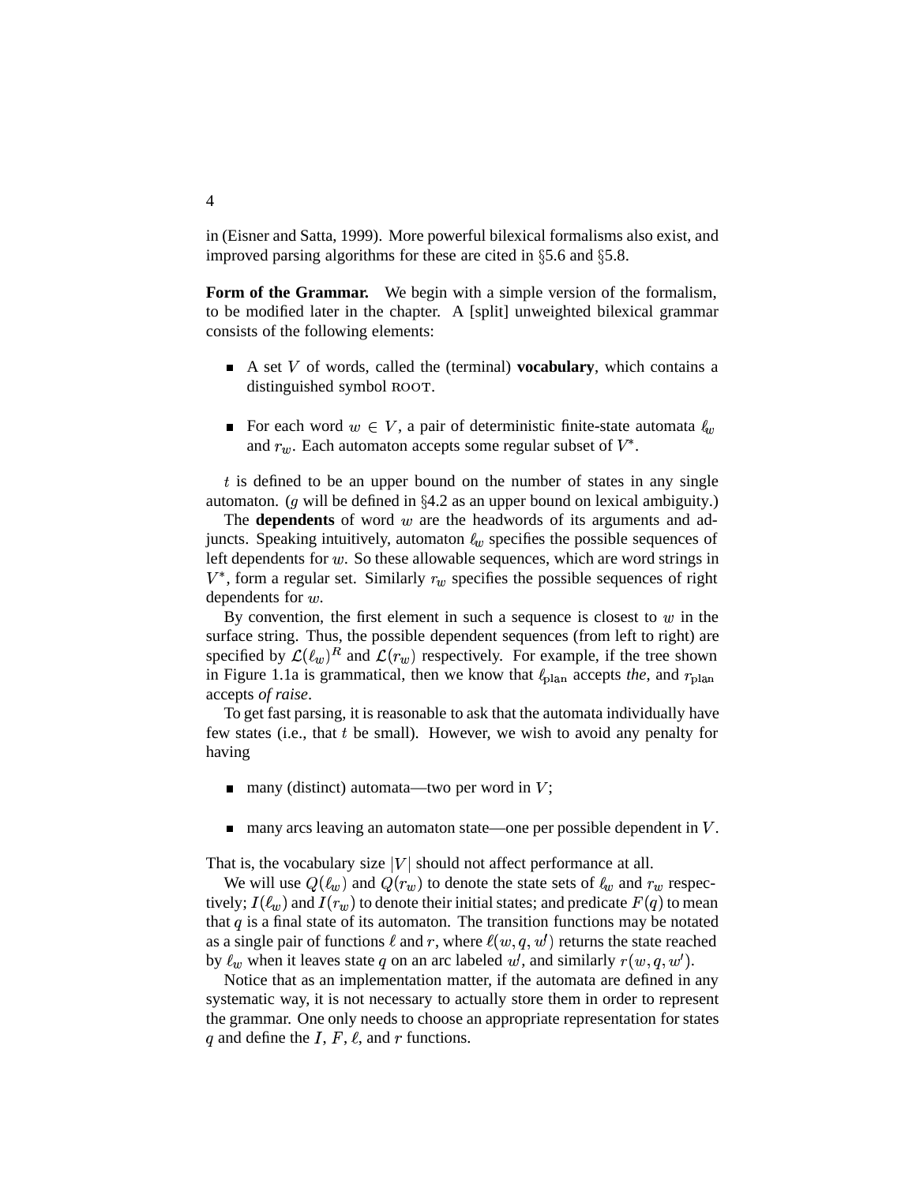in (Eisner and Satta, 1999). More powerful bilexical formalisms also exist, and improved parsing algorithms for these are cited in §5.6 and §5.8.

**Form of the Grammar.** We begin with a simple version of the formalism, to be modified later in the chapter. A [split] unweighted bilexical grammar consists of the following elements:

- A set $V$ of words, called the (terminal) **vocabulary**, which contains a distinguished symbol ROOT.
- For each word $w \in V$, a pair of deterministic finite-state automata $\ell_w$ and $r_w$. Each automaton accepts some regular subset of $V^*$.

$t$ is defined to be an upper bound on the number of states in any single automaton. ($g$ will be defined in §4.2 as an upper bound on lexical ambiguity.)

The **dependents** of word $w$ are the headwords of its arguments and adjuncts. Speaking intuitively, automaton $\ell_w$ specifies the possible sequences of left dependents for $w$. So these allowable sequences, which are word strings in $V^*$, form a regular set. Similarly $r_w$ specifies the possible sequences of right dependents for $w$.

By convention, the first element in such a sequence is closest to $w$ in the surface string. Thus, the possible dependent sequences (from left to right) are specified by $\mathcal{L}(\ell_w)^R$ and $\mathcal{L}(r_w)$ respectively. For example, if the tree shown in Figure 1.1a is grammatical, then we know that $\ell_{\text{plan}}$ accepts *the*, and $r_{\text{plan}}$ accepts *of raise*.

To get fast parsing, it is reasonable to ask that the automata individually have few states (i.e., that $t$ be small). However, we wish to avoid any penalty for having

- many (distinct) automata—two per word in $V$;
- many arcs leaving an automaton state—one per possible dependent in $V$.

That is, the vocabulary size $|V|$ should not affect performance at all.

We will use $Q(\ell_w)$ and $Q(r_w)$ to denote the state sets of $\ell_w$ and $r_w$ respectively; $I(\ell_w)$ and $I(r_w)$ to denote their initial states; and predicate $F(q)$ to mean that $q$ is a final state of its automaton. The transition functions may be notated as a single pair of functions $\ell$ and $r$, where $\ell(w, q, w')$ returns the state reached by $\ell_w$ when it leaves state $q$ on an arc labeled $w'$, and similarly $r(w, q, w')$.

Notice that as an implementation matter, if the automata are defined in any systematic way, it is not necessary to actually store them in order to represent the grammar. One only needs to choose an appropriate representation for states $q$ and define the $I$, $F$, $\ell$, and $r$ functions.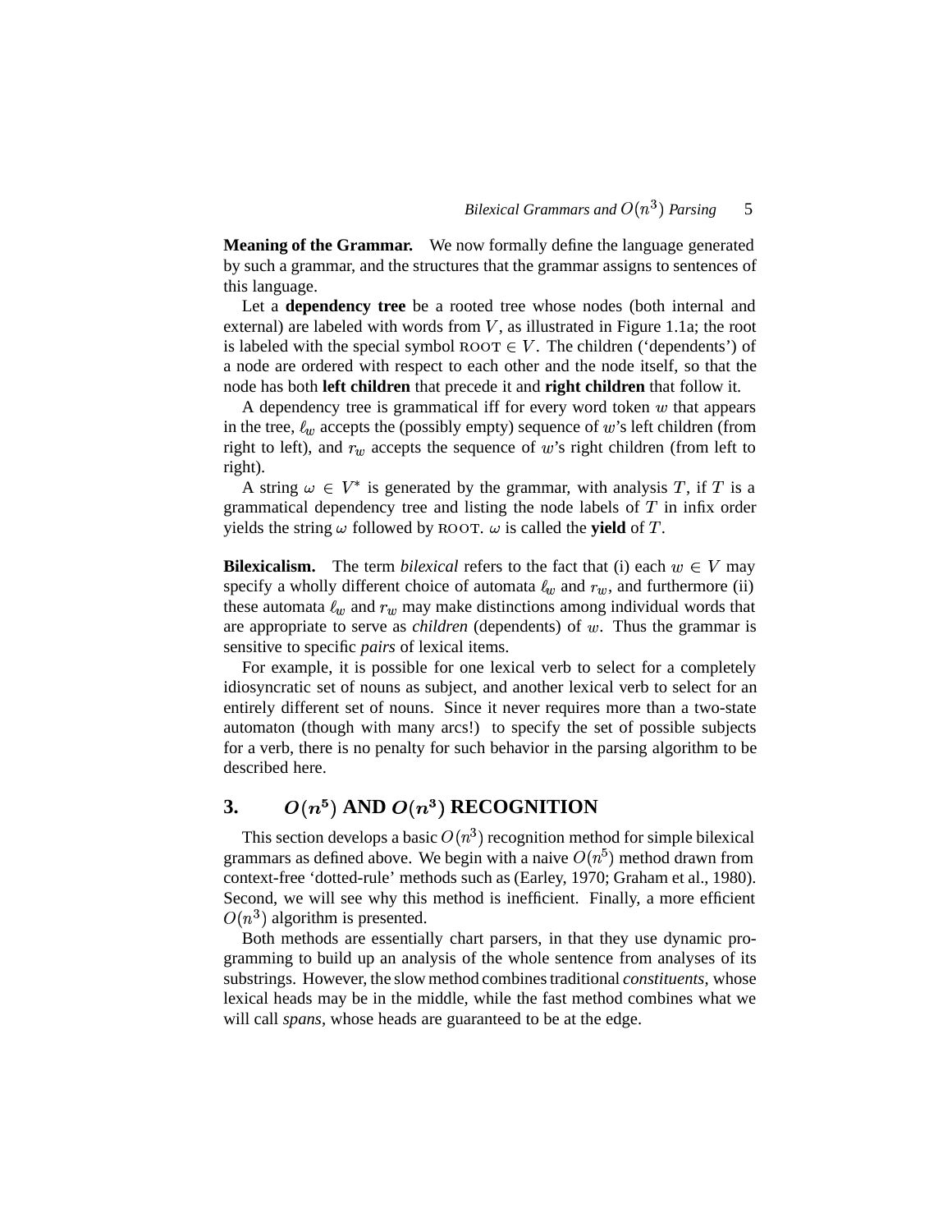**Meaning of the Grammar.** We now formally define the language generated by such a grammar, and the structures that the grammar assigns to sentences of this language.

Let a **dependency tree** be a rooted tree whose nodes (both internal and external) are labeled with words from $V$, as illustrated in Figure 1.1a; the root is labeled with the special symbol $\text{ROOT} \in V$. The children ('dependents') of a node are ordered with respect to each other and the node itself, so that the node has both **left children** that precede it and **right children** that follow it.

A dependency tree is grammatical iff for every word token $w$ that appears in the tree, $\ell_w$ accepts the (possibly empty) sequence of $w$'s left children (from right to left), and $r_w$ accepts the sequence of $w$'s right children (from left to right).

A string $\omega \in V^*$ is generated by the grammar, with analysis $T$, if $T$ is a grammatical dependency tree and listing the node labels of $T$ in infix order yields the string $\omega$ followed by $\text{ROOT}$. $\omega$ is called the **yield** of $T$.

**Bilexicalism.** The term *bilexical* refers to the fact that (i) each $w \in V$ may specify a wholly different choice of automata $\ell_w$ and $r_w$, and furthermore (ii) these automata $\ell_w$ and $r_w$ may make distinctions among individual words that are appropriate to serve as *children* (dependents) of $w$. Thus the grammar is sensitive to specific *pairs* of lexical items.

For example, it is possible for one lexical verb to select for a completely idiosyncratic set of nouns as subject, and another lexical verb to select for an entirely different set of nouns. Since it never requires more than a two-state automaton (though with many arcs!) to specify the set of possible subjects for a verb, there is no penalty for such behavior in the parsing algorithm to be described here.

## 3. $O(n^5)$ AND $O(n^3)$ RECOGNITION

This section develops a basic $O(n^3)$ recognition method for simple bilexical grammars as defined above. We begin with a naive $O(n^5)$ method drawn from context-free 'dotted-rule' methods such as (Earley, 1970; Graham et al., 1980). Second, we will see why this method is inefficient. Finally, a more efficient $O(n^3)$ algorithm is presented.

Both methods are essentially chart parsers, in that they use dynamic programming to build up an analysis of the whole sentence from analyses of its substrings. However, the slow method combines traditional *constituents*, whose lexical heads may be in the middle, while the fast method combines what we will call *spans*, whose heads are guaranteed to be at the edge.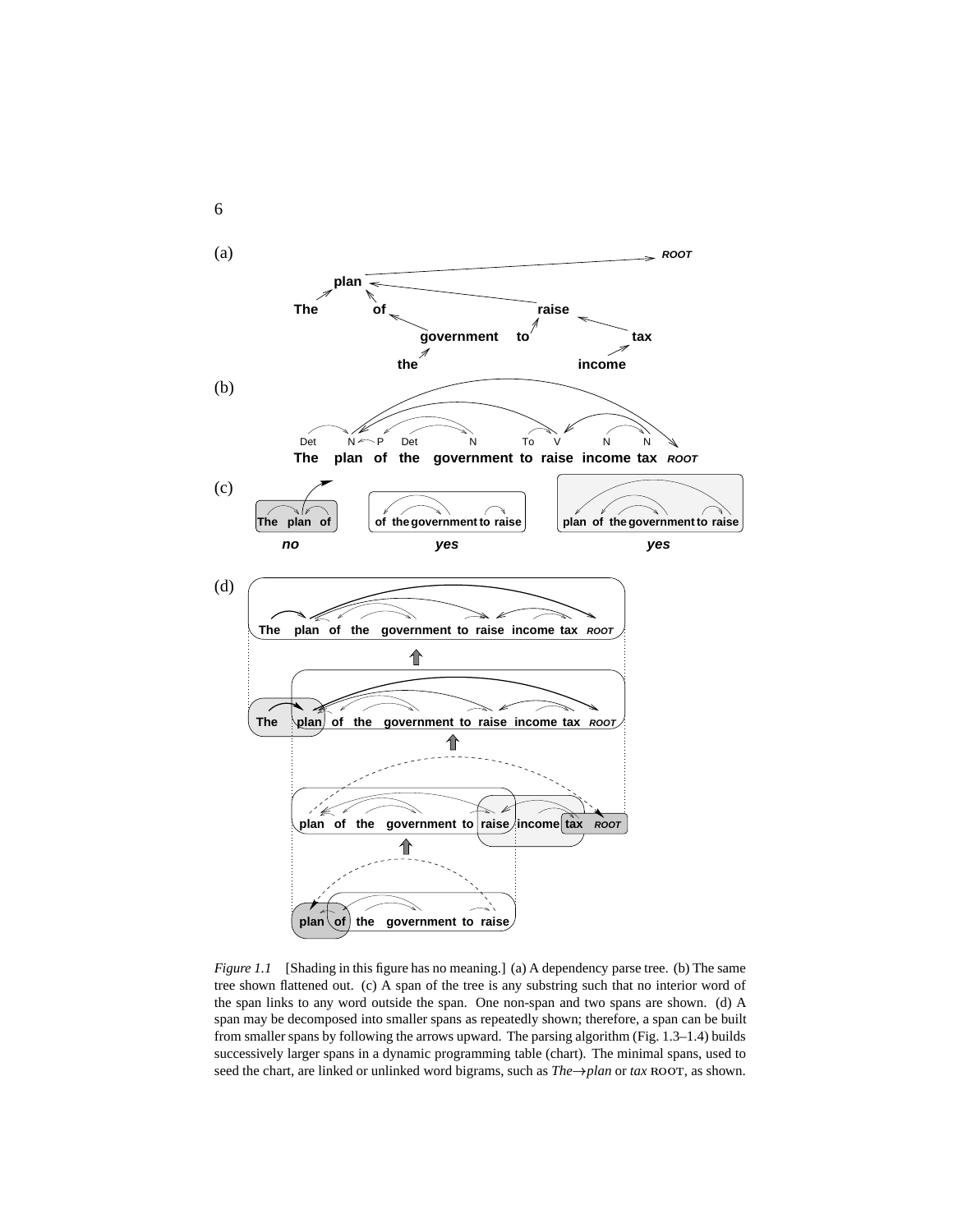(a)

(b)

(c)

(d)

*Figure 1.1* [Shading in this figure has no meaning.] (a) A dependency parse tree. (b) The same tree shown flattened out. (c) A span of the tree is any substring such that no interior word of the span links to any word outside the span. One non-span and two spans are shown. (d) A span may be decomposed into smaller spans as repeatedly shown; therefore, a span can be built from smaller spans by following the arrows upward. The parsing algorithm (Fig. 1.3–1.4) builds successively larger spans in a dynamic programming table (chart). The minimal spans, used to seed the chart, are linked or unlinked word bigrams, such as *The*→*plan* or *tax* ROOT, as shown.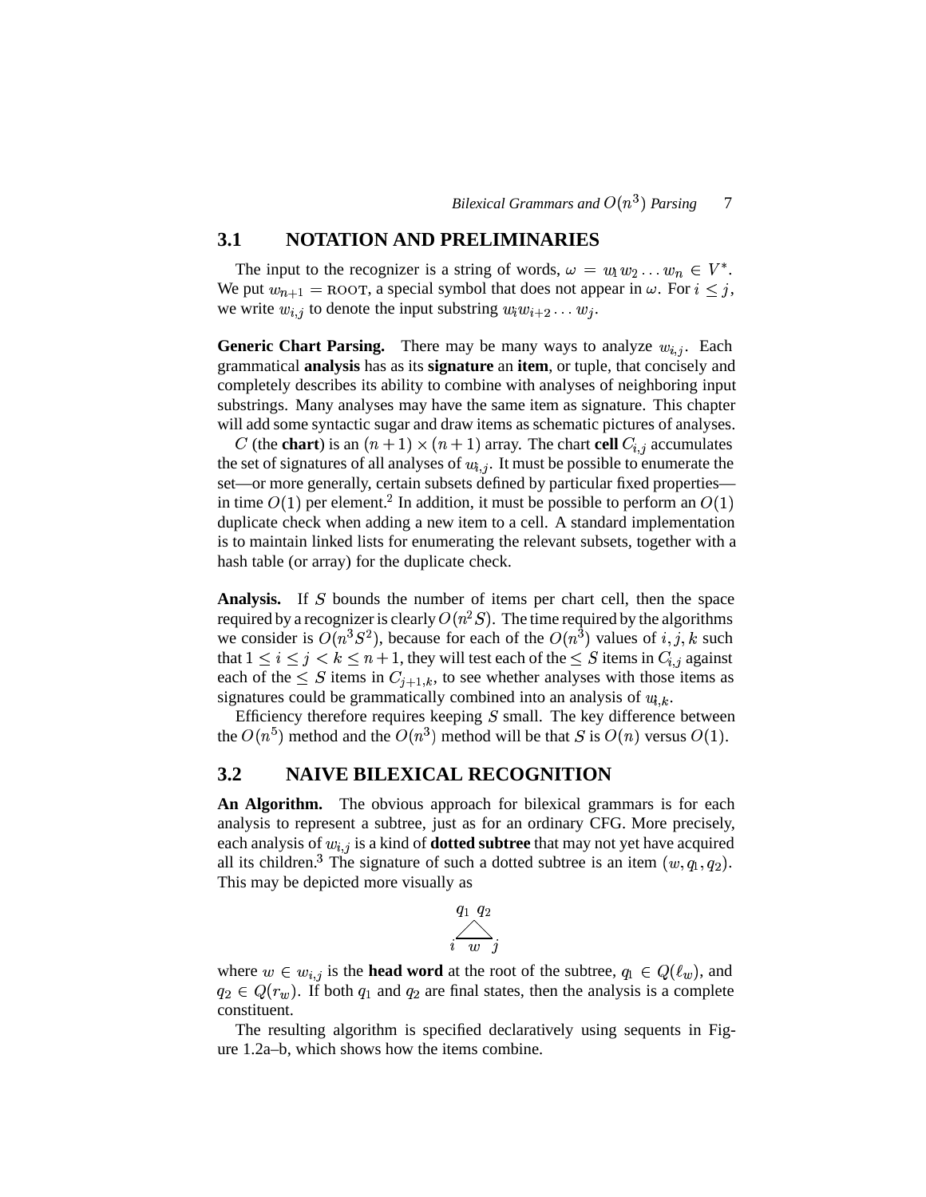## 3.1 NOTATION AND PRELIMINARIES

The input to the recognizer is a string of words, $\omega = w_1 w_2 \ldots w_n \in V^*$. We put $w_{n+1} = \text{ROOT}$, a special symbol that does not appear in $\omega$. For $i \leq j$, we write $w_{i,j}$ to denote the input substring $w_i w_{i+2} \ldots w_j$.

**Generic Chart Parsing.** There may be many ways to analyze $w_{i,j}$. Each grammatical **analysis** has as its **signature** an **item**, or tuple, that concisely and completely describes its ability to combine with analyses of neighboring input substrings. Many analyses may have the same item as signature. This chapter will add some syntactic sugar and draw items as schematic pictures of analyses.

$C$ (the **chart**) is an $(n+1) \times (n+1)$ array. The chart **cell** $C_{i,j}$ accumulates the set of signatures of all analyses of $w_{i,j}$. It must be possible to enumerate the set—or more generally, certain subsets defined by particular fixed properties—in time $O(1)$ per element.[2] In addition, it must be possible to perform an $O(1)$ duplicate check when adding a new item to a cell. A standard implementation is to maintain linked lists for enumerating the relevant subsets, together with a hash table (or array) for the duplicate check.

**Analysis.** If $S$ bounds the number of items per chart cell, then the space required by a recognizer is clearly $O(n^2 S)$. The time required by the algorithms we consider is $O(n^3 S^2)$, because for each of the $O(n^3)$ values of $i, j, k$ such that $1 \leq i \leq j < k \leq n+1$, they will test each of the $\leq S$ items in $C_{i,j}$ against each of the $\leq S$ items in $C_{j+1,k}$, to see whether analyses with those items as signatures could be grammatically combined into an analysis of $w_{i,k}$.

Efficiency therefore requires keeping $S$ small. The key difference between the $O(n^5)$ method and the $O(n^3)$ method will be that $S$ is $O(n)$ versus $O(1)$.

## 3.2 NAIVE BILEXICAL RECOGNITION

**An Algorithm.** The obvious approach for bilexical grammars is for each analysis to represent a subtree, just as for an ordinary CFG. More precisely, each analysis of $w_{i,j}$ is a kind of **dotted subtree** that may not yet have acquired all its children.[3] The signature of such a dotted subtree is an item $(w, q_1, q_2)$. This may be depicted more visually as

$$\overset{q_1 \; q_2}{\underset{i \;\; w \;\; j}{\triangle}}$$

where $w \in w_{i,j}$ is the **head word** at the root of the subtree, $q_1 \in Q(\ell_w)$, and $q_2 \in Q(r_w)$. If both $q_1$ and $q_2$ are final states, then the analysis is a complete constituent.

The resulting algorithm is specified declaratively using sequents in Figure 1.2a–b, which shows how the items combine.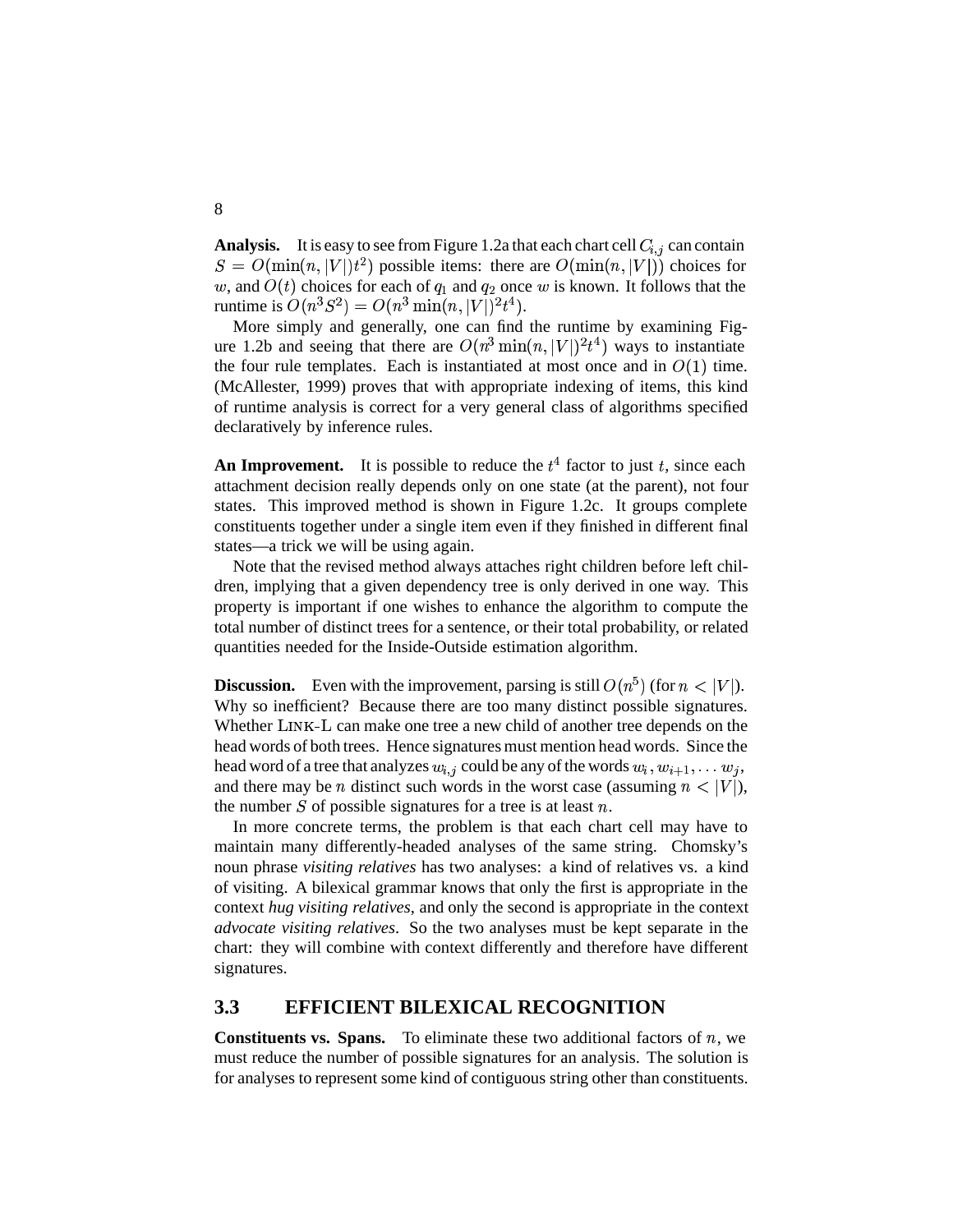**Analysis.** It is easy to see from Figure 1.2a that each chart cell $C_{i,j}$ can contain $S = O(\min(n, |V|)t^2)$ possible items: there are $O(\min(n, |V|))$ choices for $w$, and $O(t)$ choices for each of $q_1$ and $q_2$ once $w$ is known. It follows that the runtime is $O(n^3 S^2) = O(n^3 \min(n, |V|)^2 t^4)$.

More simply and generally, one can find the runtime by examining Figure 1.2b and seeing that there are $O(n^3 \min(n, |V|)^2 t^4)$ ways to instantiate the four rule templates. Each is instantiated at most once and in $O(1)$ time. (McAllester, 1999) proves that with appropriate indexing of items, this kind of runtime analysis is correct for a very general class of algorithms specified declaratively by inference rules.

**An Improvement.** It is possible to reduce the $t^4$ factor to just $t$, since each attachment decision really depends only on one state (at the parent), not four states. This improved method is shown in Figure 1.2c. It groups complete constituents together under a single item even if they finished in different final states—a trick we will be using again.

Note that the revised method always attaches right children before left children, implying that a given dependency tree is only derived in one way. This property is important if one wishes to enhance the algorithm to compute the total number of distinct trees for a sentence, or their total probability, or related quantities needed for the Inside-Outside estimation algorithm.

**Discussion.** Even with the improvement, parsing is still $O(n^5)$ (for $n < |V|$). Why so inefficient? Because there are too many distinct possible signatures. Whether LINK-L can make one tree a new child of another tree depends on the head words of both trees. Hence signatures must mention head words. Since the head word of a tree that analyzes $w_{i,j}$ could be any of the words $w_i, w_{i+1}, \ldots w_j$, and there may be $n$ distinct such words in the worst case (assuming $n < |V|$), the number $S$ of possible signatures for a tree is at least $n$.

In more concrete terms, the problem is that each chart cell may have to maintain many differently-headed analyses of the same string. Chomsky's noun phrase *visiting relatives* has two analyses: a kind of relatives vs. a kind of visiting. A bilexical grammar knows that only the first is appropriate in the context *hug visiting relatives*, and only the second is appropriate in the context *advocate visiting relatives*. So the two analyses must be kept separate in the chart: they will combine with context differently and therefore have different signatures.

## 3.3 EFFICIENT BILEXICAL RECOGNITION

**Constituents vs. Spans.** To eliminate these two additional factors of $n$, we must reduce the number of possible signatures for an analysis. The solution is for analyses to represent some kind of contiguous string other than constituents.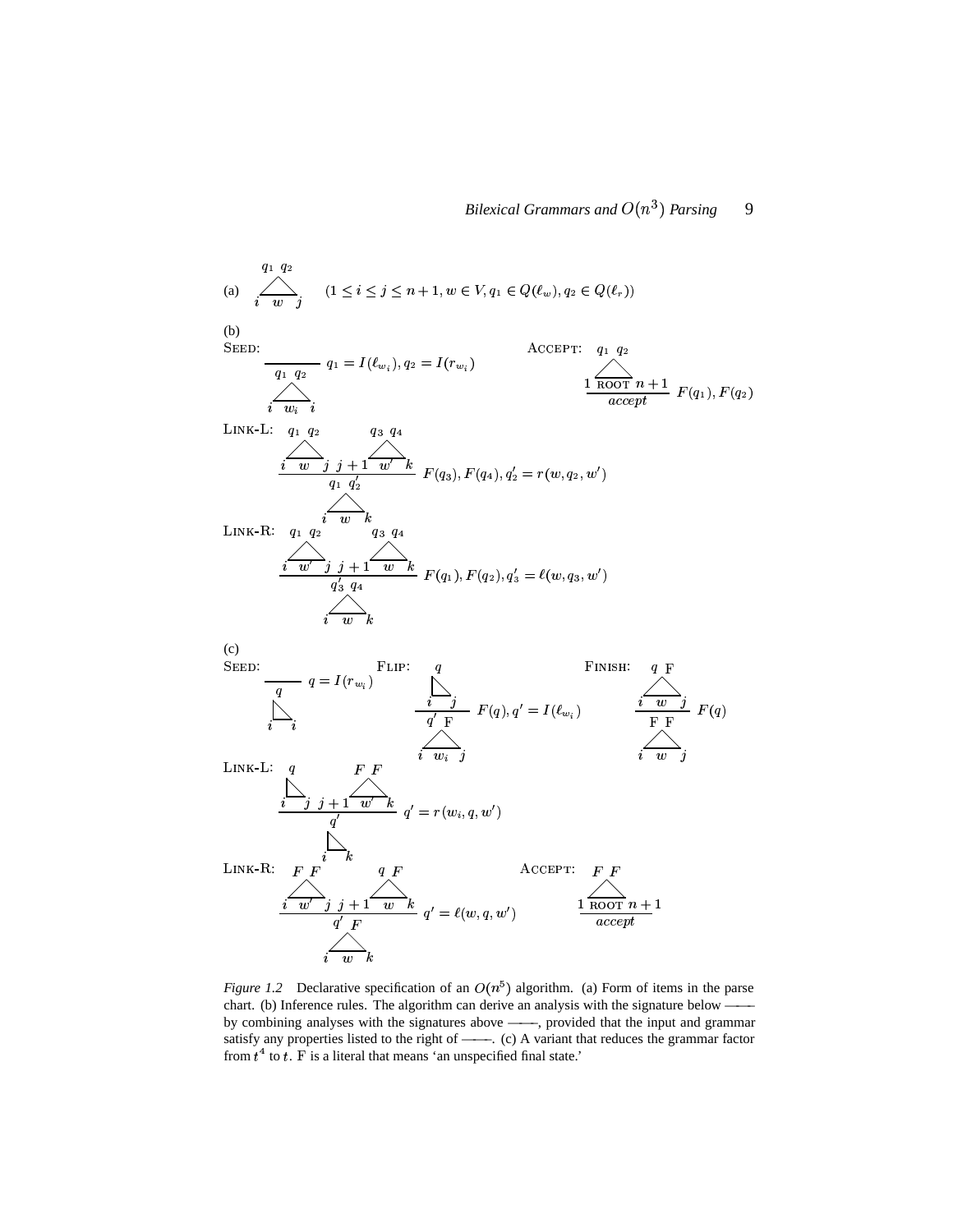(a) $\overset{q_1\ q_2}{\triangle}_{i\ w\ j}$ $\quad (1 \leq i \leq j \leq n+1, w \in V, q_1 \in Q(\ell_w), q_2 \in Q(r_w))$

(b)

SEED:
$$\frac{}{\overset{q_1\ q_2}{\triangle}_{i\ w_i\ i}} \quad q_1 = I(\ell_{w_i}), q_2 = I(r_{w_i})$$

ACCEPT:
$$\frac{\overset{q_1\ q_2}{\triangle}_{1\ \text{ROOT}\ n+1}}{accept} \quad F(q_1), F(q_2)$$

LINK-L:
$$\frac{\overset{q_1\ q_2}{\triangle}_{i\ w\ j} \quad \overset{q_3\ q_4}{\triangle}_{j+1\ w'\ k}}{\overset{q_1\ q_2'}{\triangle}_{i\ w\ k}} \quad F(q_3), F(q_4), q_2' = r(w, q_2, w')$$

LINK-R:
$$\frac{\overset{q_1\ q_2}{\triangle}_{i\ w'\ j} \quad \overset{q_3\ q_4}{\triangle}_{j+1\ w\ k}}{\overset{q_3'\ q_4}{\triangle}_{i\ w\ k}} \quad F(q_1), F(q_2), q_3' = \ell(w, q_3, w')$$

(c)

SEED:
$$\frac{}{\overset{q}{\lrcorner}_{i\ \ i}} \quad q = I(r_{w_i})$$

FLIP:
$$\frac{\overset{q}{\lrcorner}_{i\ \ j}}{\overset{q'\ \text{F}}{\triangle}_{i\ w_i\ j}} \quad F(q), q' = I(\ell_{w_i})$$

FINISH:
$$\frac{\overset{q\ \text{F}}{\triangle}_{i\ w\ j}}{\overset{\text{F}\ \text{F}}{\triangle}_{i\ w\ j}} \quad F(q)$$

LINK-L:
$$\frac{\overset{q}{\lrcorner}_{i\ \ j} \quad \overset{F\ F}{\triangle}_{j+1\ w'\ k}}{\overset{q'}{\lrcorner}_{i\ \ k}} \quad q' = r(w_i, q, w')$$

LINK-R:
$$\frac{\overset{F\ F}{\triangle}_{i\ w'\ j} \quad \overset{q\ F}{\triangle}_{j+1\ w\ k}}{\overset{q'\ F}{\triangle}_{i\ w\ k}} \quad q' = \ell(w, q, w')$$

ACCEPT:
$$\frac{\overset{F\ F}{\triangle}_{1\ \text{ROOT}\ n+1}}{accept}$$

*Figure 1.2* Declarative specification of an $O(n^5)$ algorithm. (a) Form of items in the parse chart. (b) Inference rules. The algorithm can derive an analysis with the signature below —— by combining analyses with the signatures above ——, provided that the input and grammar satisfy any properties listed to the right of ——. (c) A variant that reduces the grammar factor from $t^4$ to $t$. F is a literal that means 'an unspecified final state.'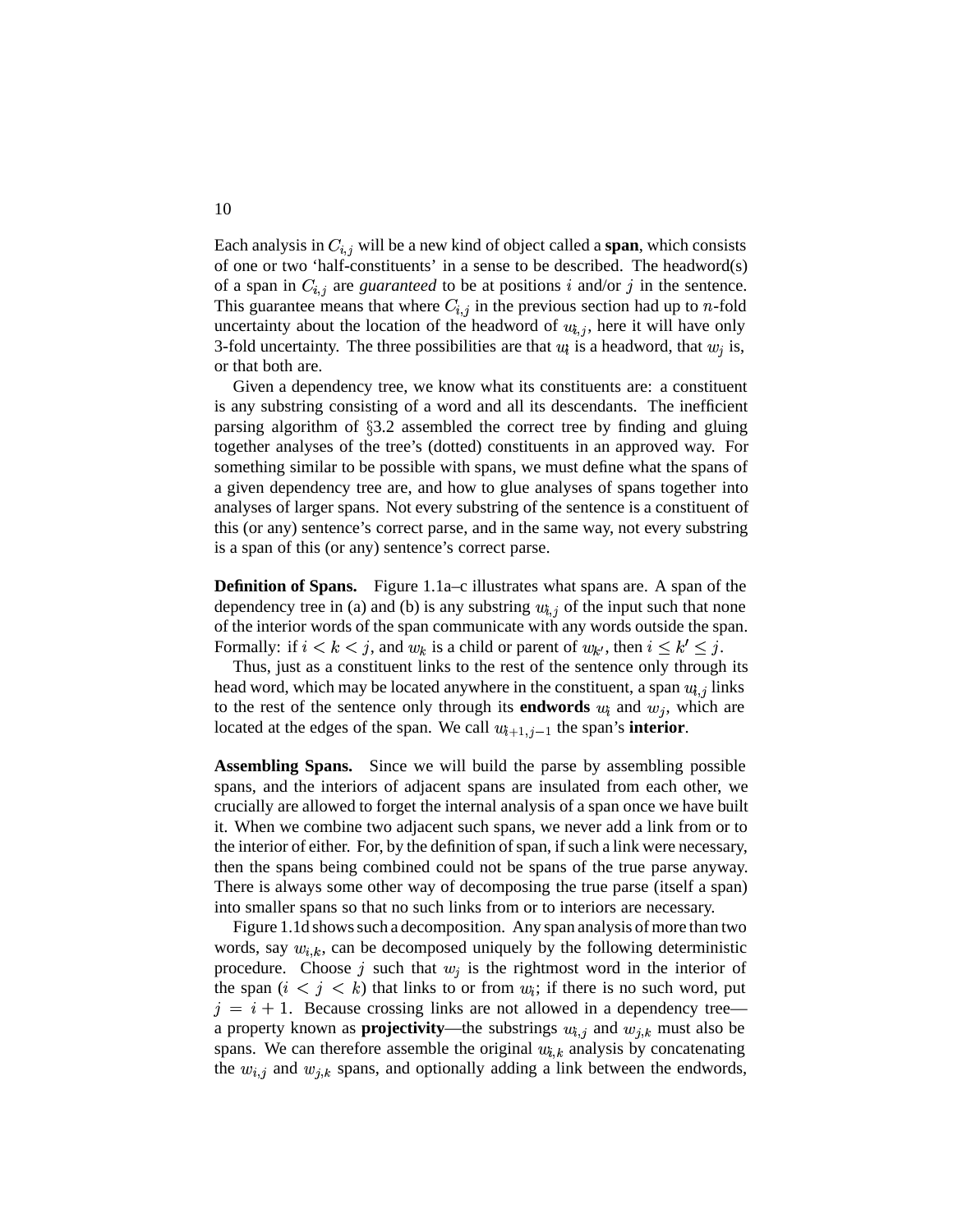Each analysis in $C_{i,j}$ will be a new kind of object called a **span**, which consists of one or two 'half-constituents' in a sense to be described. The headword(s) of a span in $C_{i,j}$ are *guaranteed* to be at positions $i$ and/or $j$ in the sentence. This guarantee means that where $C_{i,j}$ in the previous section had up to $n$-fold uncertainty about the location of the headword of $w_{i,j}$, here it will have only 3-fold uncertainty. The three possibilities are that $w_i$ is a headword, that $w_j$ is, or that both are.

Given a dependency tree, we know what its constituents are: a constituent is any substring consisting of a word and all its descendants. The inefficient parsing algorithm of §3.2 assembled the correct tree by finding and gluing together analyses of the tree's (dotted) constituents in an approved way. For something similar to be possible with spans, we must define what the spans of a given dependency tree are, and how to glue analyses of spans together into analyses of larger spans. Not every substring of the sentence is a constituent of this (or any) sentence's correct parse, and in the same way, not every substring is a span of this (or any) sentence's correct parse.

**Definition of Spans.** Figure 1.1a–c illustrates what spans are. A span of the dependency tree in (a) and (b) is any substring $w_{i,j}$ of the input such that none of the interior words of the span communicate with any words outside the span. Formally: if $i < k < j$, and $w_k$ is a child or parent of $w_{k'}$, then $i \leq k' \leq j$.

Thus, just as a constituent links to the rest of the sentence only through its head word, which may be located anywhere in the constituent, a span $w_{i,j}$ links to the rest of the sentence only through its **endwords** $w_i$ and $w_j$, which are located at the edges of the span. We call $w_{i+1,j-1}$ the span's **interior**.

**Assembling Spans.** Since we will build the parse by assembling possible spans, and the interiors of adjacent spans are insulated from each other, we crucially are allowed to forget the internal analysis of a span once we have built it. When we combine two adjacent such spans, we never add a link from or to the interior of either. For, by the definition of span, if such a link were necessary, then the spans being combined could not be spans of the true parse anyway. There is always some other way of decomposing the true parse (itself a span) into smaller spans so that no such links from or to interiors are necessary.

Figure 1.1d shows such a decomposition. Any span analysis of more than two words, say $w_{i,k}$, can be decomposed uniquely by the following deterministic procedure. Choose $j$ such that $w_j$ is the rightmost word in the interior of the span ($i < j < k$) that links to or from $w_i$; if there is no such word, put $j = i + 1$. Because crossing links are not allowed in a dependency tree—a property known as **projectivity**—the substrings $w_{i,j}$ and $w_{j,k}$ must also be spans. We can therefore assemble the original $w_{i,k}$ analysis by concatenating the $w_{i,j}$ and $w_{j,k}$ spans, and optionally adding a link between the endwords,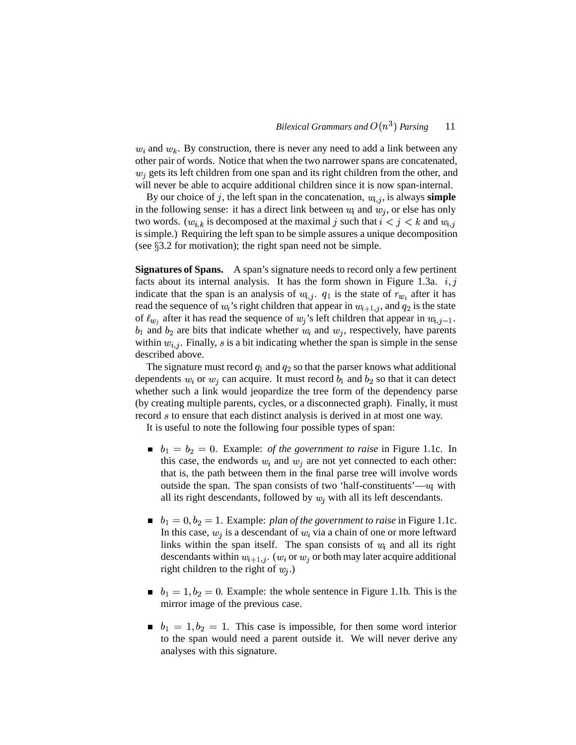$w_i$ and $w_k$. By construction, there is never any need to add a link between any other pair of words. Notice that when the two narrower spans are concatenated, $w_j$ gets its left children from one span and its right children from the other, and will never be able to acquire additional children since it is now span-internal.

By our choice of $j$, the left span in the concatenation, $w_{i,j}$, is always **simple** in the following sense: it has a direct link between $w_i$ and $w_j$, or else has only two words. ($w_{i,k}$ is decomposed at the maximal $j$ such that $i < j < k$ and $w_{i,j}$ is simple.) Requiring the left span to be simple assures a unique decomposition (see §3.2 for motivation); the right span need not be simple.

**Signatures of Spans.** A span's signature needs to record only a few pertinent facts about its internal analysis. It has the form shown in Figure 1.3a. $i, j$ indicate that the span is an analysis of $w_{i,j}$. $q_1$ is the state of $r_{w_i}$ after it has read the sequence of $w_i$'s right children that appear in $w_{i+1,j}$, and $q_2$ is the state of $\ell_{w_j}$ after it has read the sequence of $w_j$'s left children that appear in $w_{i,j-1}$. $b_1$ and $b_2$ are bits that indicate whether $w_i$ and $w_j$, respectively, have parents within $w_{i,j}$. Finally, $s$ is a bit indicating whether the span is simple in the sense described above.

The signature must record $q_1$ and $q_2$ so that the parser knows what additional dependents $w_i$ or $w_j$ can acquire. It must record $b_1$ and $b_2$ so that it can detect whether such a link would jeopardize the tree form of the dependency parse (by creating multiple parents, cycles, or a disconnected graph). Finally, it must record $s$ to ensure that each distinct analysis is derived in at most one way.

It is useful to note the following four possible types of span:

- $b_1 = b_2 = 0$. Example: *of the government to raise* in Figure 1.1c. In this case, the endwords $w_i$ and $w_j$ are not yet connected to each other: that is, the path between them in the final parse tree will involve words outside the span. The span consists of two 'half-constituents'—$w_i$ with all its right descendants, followed by $w_j$ with all its left descendants.

- $b_1 = 0, b_2 = 1$. Example: *plan of the government to raise* in Figure 1.1c. In this case, $w_j$ is a descendant of $w_i$ via a chain of one or more leftward links within the span itself. The span consists of $w_i$ and all its right descendants within $w_{i+1,j}$. ($w_i$ or $w_j$ or both may later acquire additional right children to the right of $w_j$.)

- $b_1 = 1, b_2 = 0$. Example: the whole sentence in Figure 1.1b. This is the mirror image of the previous case.

- $b_1 = 1, b_2 = 1$. This case is impossible, for then some word interior to the span would need a parent outside it. We will never derive any analyses with this signature.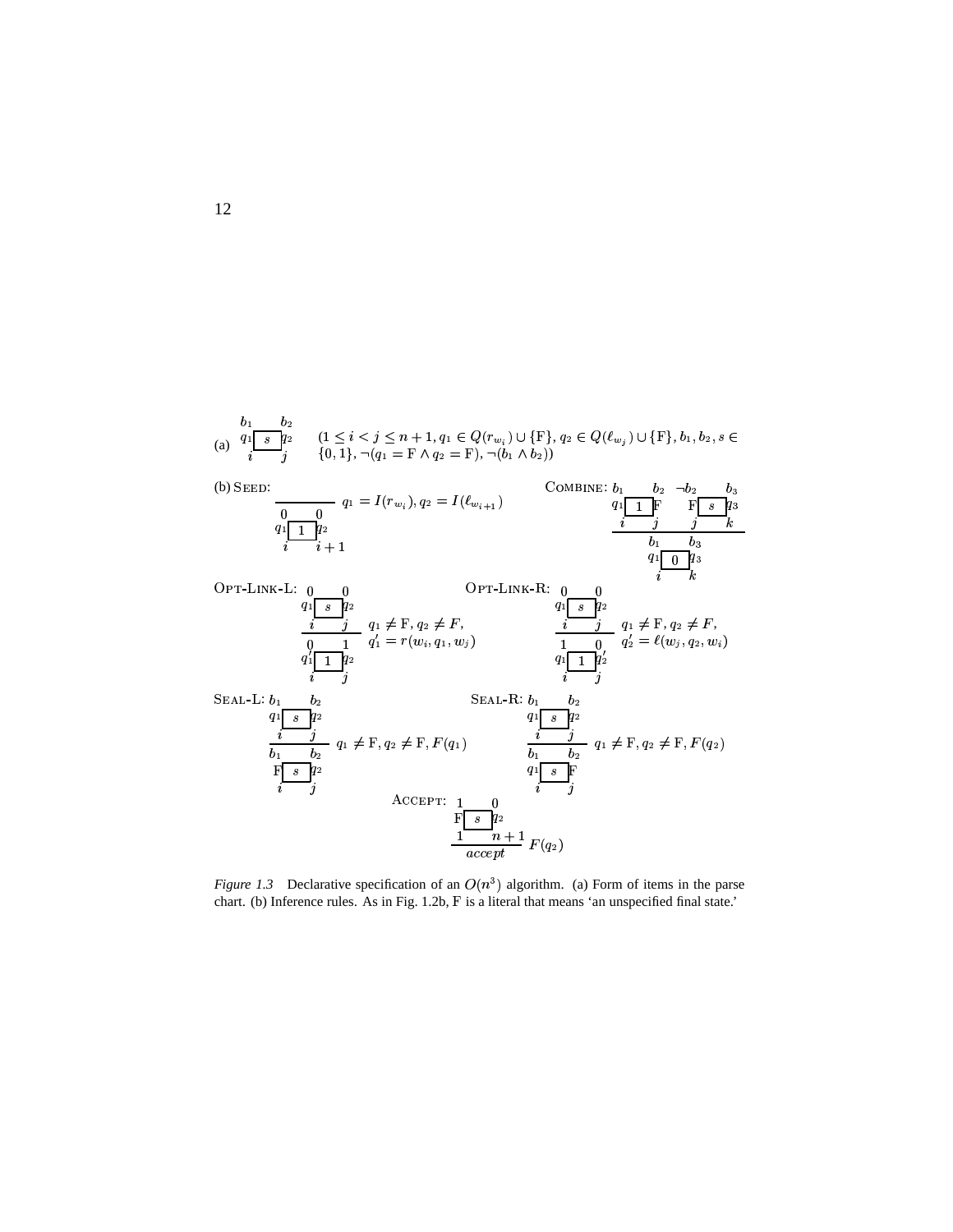(a) $\underset{i \qquad j}{\overset{b_1 \qquad b_2}{q_1\boxed{\;s\;}q_2}}$ $\quad (1 \le i < j \le n+1, q_1 \in Q(r_{w_i}) \cup \{\mathrm{F}\}, q_2 \in Q(\ell_{w_j}) \cup \{\mathrm{F}\}, b_1, b_2, s \in \{0,1\}, \neg(q_1 = \mathrm{F} \wedge q_2 = \mathrm{F}), \neg(b_1 \wedge b_2))$

(b) SEED:

$$\frac{}{\underset{i \qquad i+1}{\overset{0 \qquad 0}{q_1\boxed{\;1\;}q_2}}} \; q_1 = I(r_{w_i}), q_2 = I(\ell_{w_{i+1}})$$

COMBINE:

$$\frac{\underset{i \qquad j}{\overset{b_1 \qquad b_2}{q_1\boxed{\;1\;}\mathrm{F}}} \quad \underset{j \qquad k}{\overset{\neg b_2 \qquad b_3}{\mathrm{F}\boxed{\;s\;}q_3}}}{\underset{i \qquad k}{\overset{b_1 \qquad b_3}{q_1\boxed{\;0\;}q_3}}}$$

OPT-LINK-L:

$$\frac{\underset{i \qquad j}{\overset{0 \qquad 0}{q_1\boxed{\;s\;}q_2}}}{\underset{i \qquad j}{\overset{0 \qquad 1}{q_1'\boxed{\;1\;}q_2}}} \; q_1 \ne \mathrm{F}, q_2 \ne F, q_1' = r(w_i, q_1, w_j)$$

OPT-LINK-R:

$$\frac{\underset{i \qquad j}{\overset{0 \qquad 0}{q_1\boxed{\;s\;}q_2}}}{\underset{i \qquad j}{\overset{1 \qquad 0}{q_1\boxed{\;1\;}q_2'}}} \; q_1 \ne \mathrm{F}, q_2 \ne F, q_2' = \ell(w_j, q_2, w_i)$$

SEAL-L:

$$\frac{\underset{i \qquad j}{\overset{b_1 \qquad b_2}{q_1\boxed{\;s\;}q_2}}}{\underset{i \qquad j}{\overset{b_1 \qquad b_2}{\mathrm{F}\boxed{\;s\;}q_2}}} \; q_1 \ne \mathrm{F}, q_2 \ne \mathrm{F}, F(q_1)$$

SEAL-R:

$$\frac{\underset{i \qquad j}{\overset{b_1 \qquad b_2}{q_1\boxed{\;s\;}q_2}}}{\underset{i \qquad j}{\overset{b_1 \qquad b_2}{q_1\boxed{\;s\;}\mathrm{F}}}} \; q_1 \ne \mathrm{F}, q_2 \ne \mathrm{F}, F(q_2)$$

ACCEPT:

$$\frac{\underset{1 \qquad n+1}{\overset{1 \qquad 0}{\mathrm{F}\boxed{\;s\;}q_2}}}{accept} \; F(q_2)$$

*Figure 1.3* Declarative specification of an $O(n^3)$ algorithm. (a) Form of items in the parse chart. (b) Inference rules. As in Fig. 1.2b, F is a literal that means 'an unspecified final state.'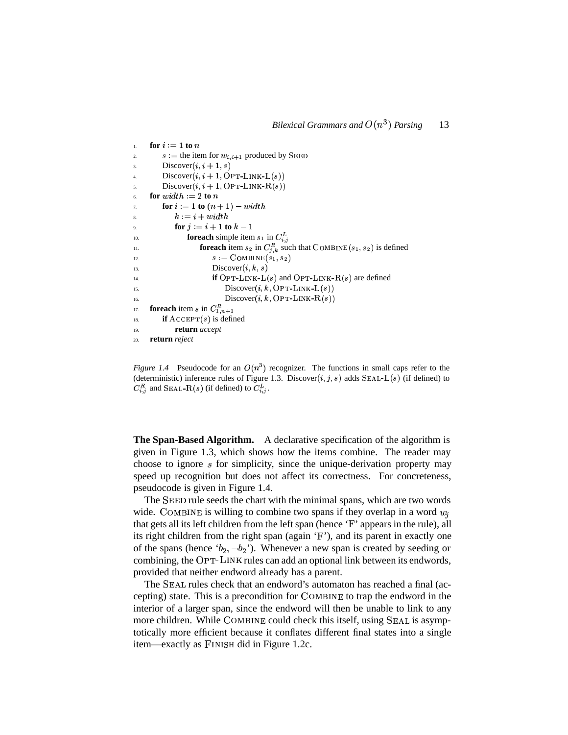```
1.  for i := 1 to n
2.      s := the item for w_{i,i+1} produced by SEED
3.      Discover(i, i+1, s)
4.      Discover(i, i+1, OPT-LINK-L(s))
5.      Discover(i, i+1, OPT-LINK-R(s))
6.  for width := 2 to n
7.      for i := 1 to (n+1) - width
8.          k := i + width
9.          for j := i+1 to k-1
10.             foreach simple item s_1 in C^L_{i,j}
11.                 foreach item s_2 in C^R_{j,k} such that COMBINE(s_1, s_2) is defined
12.                     s := COMBINE(s_1, s_2)
13.                     Discover(i, k, s)
14.                     if OPT-LINK-L(s) and OPT-LINK-R(s) are defined
15.                         Discover(i, k, OPT-LINK-L(s))
16.                         Discover(i, k, OPT-LINK-R(s))
17. foreach item s in C^R_{1,n+1}
18.     if ACCEPT(s) is defined
19.         return accept
20. return reject
```

*Figure 1.4* Pseudocode for an $O(n^3)$ recognizer. The functions in small caps refer to the (deterministic) inference rules of Figure 1.3. Discover$(i, j, s)$ adds SEAL-L$(s)$ (if defined) to $C^R_{i,j}$ and SEAL-R$(s)$ (if defined) to $C^L_{i,j}$.

**The Span-Based Algorithm.** A declarative specification of the algorithm is given in Figure 1.3, which shows how the items combine. The reader may choose to ignore $s$ for simplicity, since the unique-derivation property may speed up recognition but does not affect its correctness. For concreteness, pseudocode is given in Figure 1.4.

The SEED rule seeds the chart with the minimal spans, which are two words wide. COMBINE is willing to combine two spans if they overlap in a word $w_j$ that gets all its left children from the left span (hence 'F' appears in the rule), all its right children from the right span (again 'F'), and its parent in exactly one of the spans (hence '$b_2, \neg b_2$'). Whenever a new span is created by seeding or combining, the OPT-LINK rules can add an optional link between its endwords, provided that neither endword already has a parent.

The SEAL rules check that an endword's automaton has reached a final (accepting) state. This is a precondition for COMBINE to trap the endword in the interior of a larger span, since the endword will then be unable to link to any more children. While COMBINE could check this itself, using SEAL is asymptotically more efficient because it conflates different final states into a single item—exactly as FINISH did in Figure 1.2c.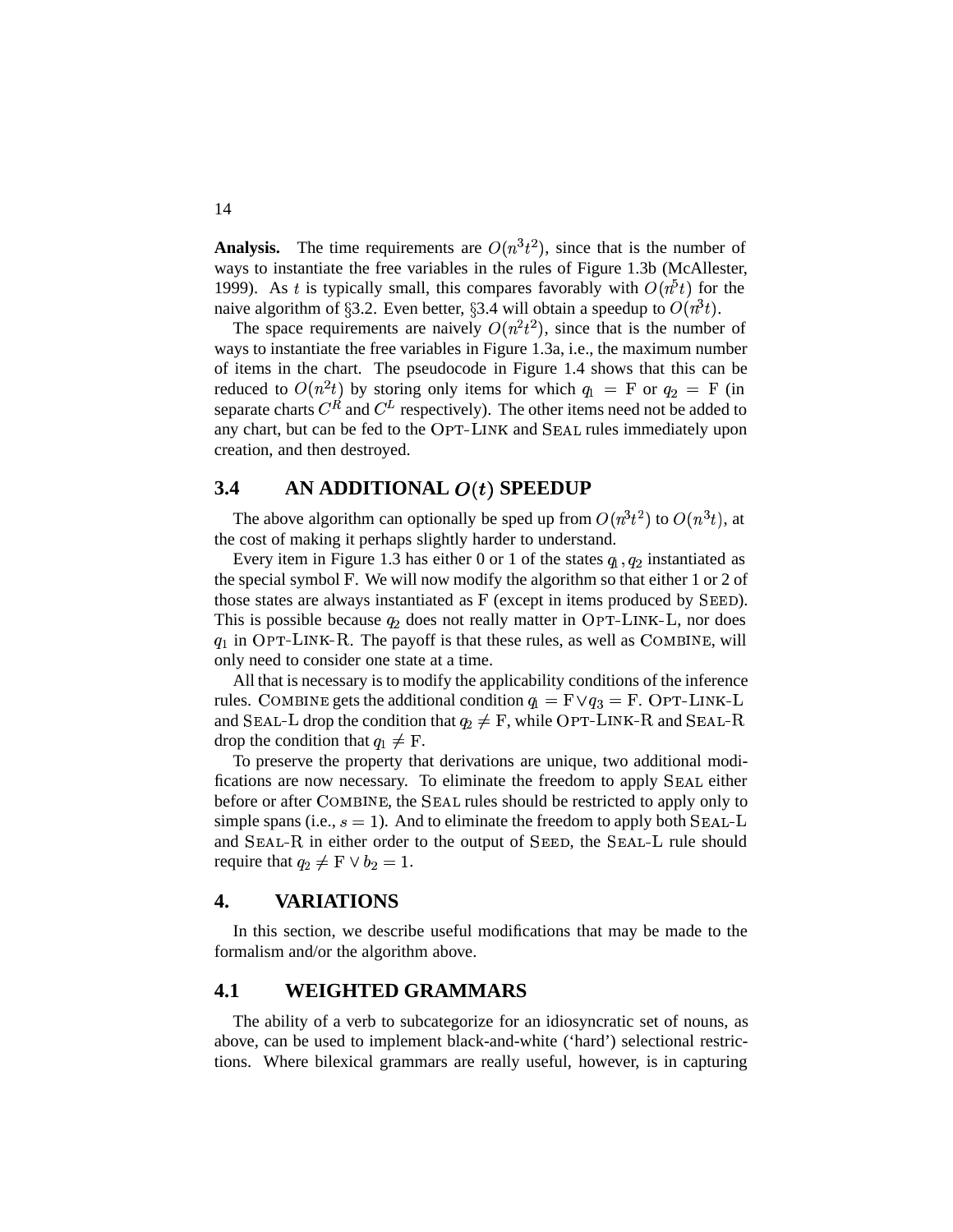**Analysis.** The time requirements are $O(n^3t^2)$, since that is the number of ways to instantiate the free variables in the rules of Figure 1.3b (McAllester, 1999). As $t$ is typically small, this compares favorably with $O(n^5t)$ for the naive algorithm of §3.2. Even better, §3.4 will obtain a speedup to $O(n^3t)$.

The space requirements are naively $O(n^2t^2)$, since that is the number of ways to instantiate the free variables in Figure 1.3a, i.e., the maximum number of items in the chart. The pseudocode in Figure 1.4 shows that this can be reduced to $O(n^2t)$ by storing only items for which $q_1 = \mathrm{F}$ or $q_2 = \mathrm{F}$ (in separate charts $C^R$ and $C^L$ respectively). The other items need not be added to any chart, but can be fed to the OPT-LINK and SEAL rules immediately upon creation, and then destroyed.

## 3.4 AN ADDITIONAL $O(t)$ SPEEDUP

The above algorithm can optionally be sped up from $O(n^3t^2)$ to $O(n^3t)$, at the cost of making it perhaps slightly harder to understand.

Every item in Figure 1.3 has either 0 or 1 of the states $q_1, q_2$ instantiated as the special symbol F. We will now modify the algorithm so that either 1 or 2 of those states are always instantiated as F (except in items produced by SEED). This is possible because $q_2$ does not really matter in OPT-LINK-L, nor does $q_1$ in OPT-LINK-R. The payoff is that these rules, as well as COMBINE, will only need to consider one state at a time.

All that is necessary is to modify the applicability conditions of the inference rules. COMBINE gets the additional condition $q_1 = \mathrm{F} \vee q_3 = \mathrm{F}$. OPT-LINK-L and SEAL-L drop the condition that $q_2 \neq \mathrm{F}$, while OPT-LINK-R and SEAL-R drop the condition that $q_1 \neq \mathrm{F}$.

To preserve the property that derivations are unique, two additional modifications are now necessary. To eliminate the freedom to apply SEAL either before or after COMBINE, the SEAL rules should be restricted to apply only to simple spans (i.e., $s = 1$). And to eliminate the freedom to apply both SEAL-L and SEAL-R in either order to the output of SEED, the SEAL-L rule should require that $q_2 \neq \mathrm{F} \vee b_2 = 1$.

# 4. VARIATIONS

In this section, we describe useful modifications that may be made to the formalism and/or the algorithm above.

## 4.1 WEIGHTED GRAMMARS

The ability of a verb to subcategorize for an idiosyncratic set of nouns, as above, can be used to implement black-and-white ('hard') selectional restrictions. Where bilexical grammars are really useful, however, is in capturing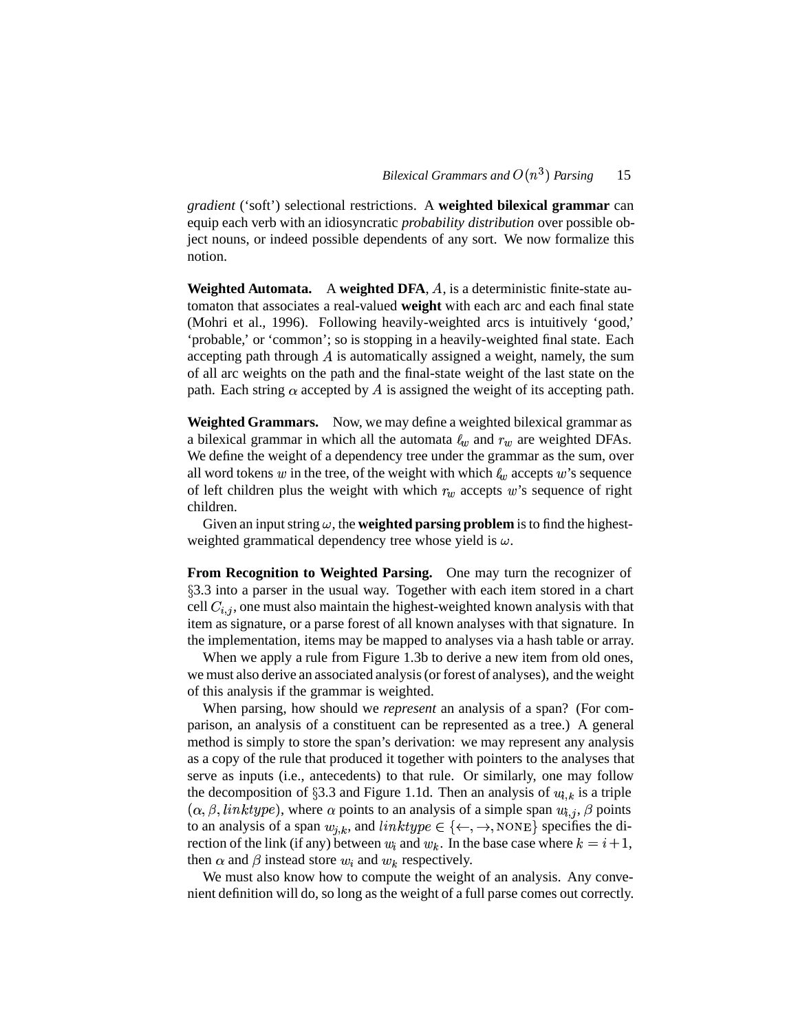*gradient* ('soft') selectional restrictions. A **weighted bilexical grammar** can equip each verb with an idiosyncratic *probability distribution* over possible object nouns, or indeed possible dependents of any sort. We now formalize this notion.

**Weighted Automata.** A **weighted DFA**, $A$, is a deterministic finite-state automaton that associates a real-valued **weight** with each arc and each final state (Mohri et al., 1996). Following heavily-weighted arcs is intuitively 'good,' 'probable,' or 'common'; so is stopping in a heavily-weighted final state. Each accepting path through $A$ is automatically assigned a weight, namely, the sum of all arc weights on the path and the final-state weight of the last state on the path. Each string $\alpha$ accepted by $A$ is assigned the weight of its accepting path.

**Weighted Grammars.** Now, we may define a weighted bilexical grammar as a bilexical grammar in which all the automata $\ell_w$ and $r_w$ are weighted DFAs. We define the weight of a dependency tree under the grammar as the sum, over all word tokens $w$ in the tree, of the weight with which $\ell_w$ accepts $w$'s sequence of left children plus the weight with which $r_w$ accepts $w$'s sequence of right children.

Given an input string $\omega$, the **weighted parsing problem** is to find the highest-weighted grammatical dependency tree whose yield is $\omega$.

**From Recognition to Weighted Parsing.** One may turn the recognizer of §3.3 into a parser in the usual way. Together with each item stored in a chart cell $C_{i,j}$, one must also maintain the highest-weighted known analysis with that item as signature, or a parse forest of all known analyses with that signature. In the implementation, items may be mapped to analyses via a hash table or array.

When we apply a rule from Figure 1.3b to derive a new item from old ones, we must also derive an associated analysis (or forest of analyses), and the weight of this analysis if the grammar is weighted.

When parsing, how should we *represent* an analysis of a span? (For comparison, an analysis of a constituent can be represented as a tree.) A general method is simply to store the span's derivation: we may represent any analysis as a copy of the rule that produced it together with pointers to the analyses that serve as inputs (i.e., antecedents) to that rule. Or similarly, one may follow the decomposition of §3.3 and Figure 1.1d. Then an analysis of $w_{i,k}$ is a triple $(\alpha, \beta, linktype)$, where $\alpha$ points to an analysis of a simple span $w_{i,j}$, $\beta$ points to an analysis of a span $w_{j,k}$, and $linktype \in \{\leftarrow, \rightarrow, \text{NONE}\}$ specifies the direction of the link (if any) between $w_i$ and $w_k$. In the base case where $k = i+1$, then $\alpha$ and $\beta$ instead store $w_i$ and $w_k$ respectively.

We must also know how to compute the weight of an analysis. Any convenient definition will do, so long as the weight of a full parse comes out correctly.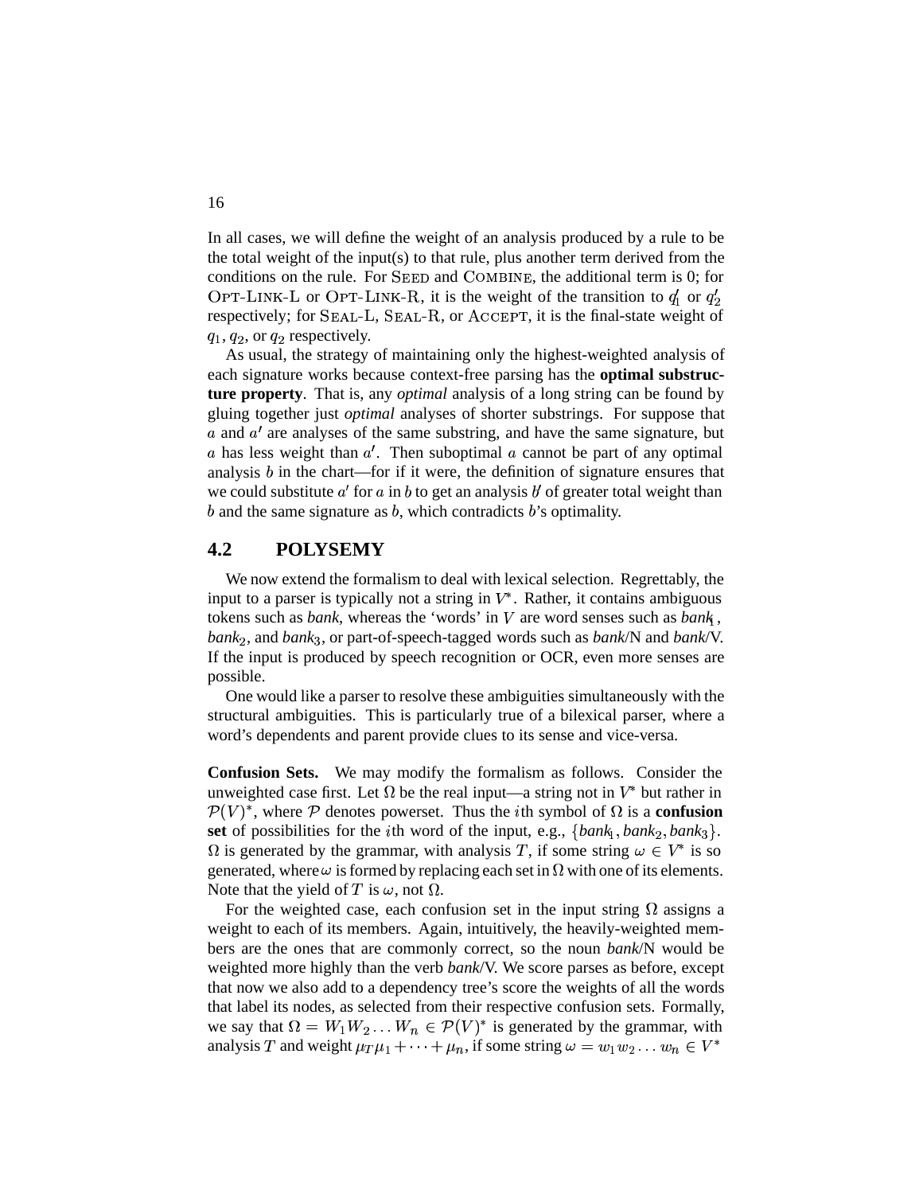In all cases, we will define the weight of an analysis produced by a rule to be the total weight of the input(s) to that rule, plus another term derived from the conditions on the rule. For SEED and COMBINE, the additional term is 0; for OPT-LINK-L or OPT-LINK-R, it is the weight of the transition to $q_1'$ or $q_2'$ respectively; for SEAL-L, SEAL-R, or ACCEPT, it is the final-state weight of $q_1$, $q_2$, or $q_2$ respectively.

As usual, the strategy of maintaining only the highest-weighted analysis of each signature works because context-free parsing has the **optimal substructure property**. That is, any *optimal* analysis of a long string can be found by gluing together just *optimal* analyses of shorter substrings. For suppose that $a$ and $a'$ are analyses of the same substring, and have the same signature, but $a$ has less weight than $a'$. Then suboptimal $a$ cannot be part of any optimal analysis $b$ in the chart—for if it were, the definition of signature ensures that we could substitute $a'$ for $a$ in $b$ to get an analysis $b'$ of greater total weight than $b$ and the same signature as $b$, which contradicts $b$'s optimality.

## 4.2 POLYSEMY

We now extend the formalism to deal with lexical selection. Regrettably, the input to a parser is typically not a string in $V^*$. Rather, it contains ambiguous tokens such as *bank*, whereas the 'words' in $V$ are word senses such as *bank*$_1$, *bank*$_2$, and *bank*$_3$, or part-of-speech-tagged words such as *bank*/N and *bank*/V. If the input is produced by speech recognition or OCR, even more senses are possible.

One would like a parser to resolve these ambiguities simultaneously with the structural ambiguities. This is particularly true of a bilexical parser, where a word's dependents and parent provide clues to its sense and vice-versa.

**Confusion Sets.** We may modify the formalism as follows. Consider the unweighted case first. Let $\Omega$ be the real input—a string not in $V^*$ but rather in $\mathcal{P}(V)^*$, where $\mathcal{P}$ denotes powerset. Thus the $i$th symbol of $\Omega$ is a **confusion set** of possibilities for the $i$th word of the input, e.g., $\{bank_1, bank_2, bank_3\}$. $\Omega$ is generated by the grammar, with analysis $T$, if some string $\omega \in V^*$ is so generated, where $\omega$ is formed by replacing each set in $\Omega$ with one of its elements. Note that the yield of $T$ is $\omega$, not $\Omega$.

For the weighted case, each confusion set in the input string $\Omega$ assigns a weight to each of its members. Again, intuitively, the heavily-weighted members are the ones that are commonly correct, so the noun *bank*/N would be weighted more highly than the verb *bank*/V. We score parses as before, except that now we also add to a dependency tree's score the weights of all the words that label its nodes, as selected from their respective confusion sets. Formally, we say that $\Omega = W_1 W_2 \ldots W_n \in \mathcal{P}(V)^*$ is generated by the grammar, with analysis $T$ and weight $\mu_T \mu_1 + \cdots + \mu_n$, if some string $\omega = w_1 w_2 \ldots w_n \in V^*$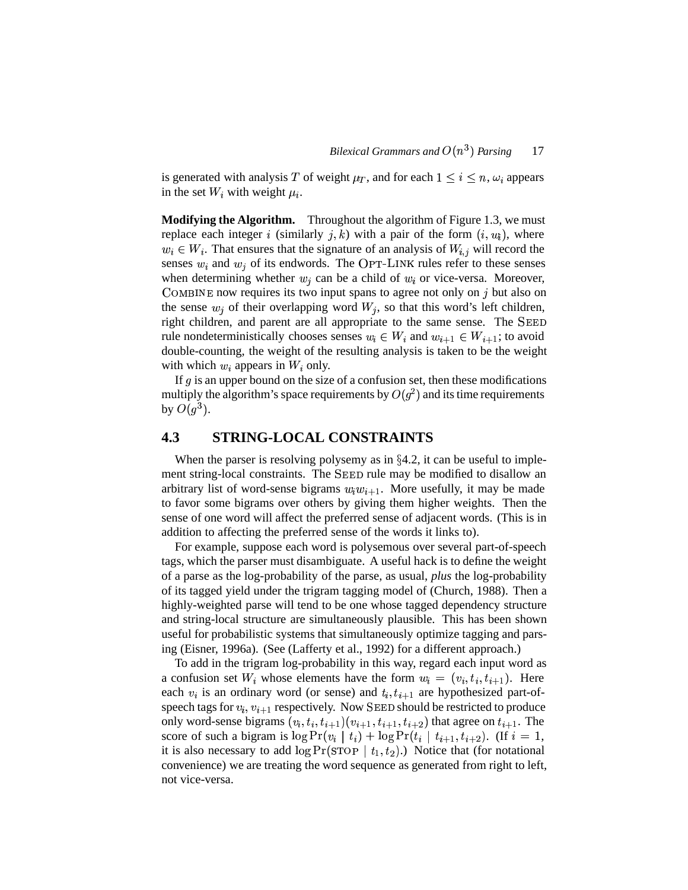is generated with analysis $T$ of weight $\mu_T$, and for each $1 \leq i \leq n$, $\omega_i$ appears in the set $W_i$ with weight $\mu_i$.

**Modifying the Algorithm.** Throughout the algorithm of Figure 1.3, we must replace each integer $i$ (similarly $j, k$) with a pair of the form $(i, w_i)$, where $w_i \in W_i$. That ensures that the signature of an analysis of $W_{i,j}$ will record the senses $w_i$ and $w_j$ of its endwords. The OPT-LINK rules refer to these senses when determining whether $w_j$ can be a child of $w_i$ or vice-versa. Moreover, COMBINE now requires its two input spans to agree not only on $j$ but also on the sense $w_j$ of their overlapping word $W_j$, so that this word's left children, right children, and parent are all appropriate to the same sense. The SEED rule nondeterministically chooses senses $w_i \in W_i$ and $w_{i+1} \in W_{i+1}$; to avoid double-counting, the weight of the resulting analysis is taken to be the weight with which $w_i$ appears in $W_i$ only.

If $g$ is an upper bound on the size of a confusion set, then these modifications multiply the algorithm's space requirements by $O(g^2)$ and its time requirements by $O(g^3)$.

## 4.3 STRING-LOCAL CONSTRAINTS

When the parser is resolving polysemy as in §4.2, it can be useful to implement string-local constraints. The SEED rule may be modified to disallow an arbitrary list of word-sense bigrams $w_i w_{i+1}$. More usefully, it may be made to favor some bigrams over others by giving them higher weights. Then the sense of one word will affect the preferred sense of adjacent words. (This is in addition to affecting the preferred sense of the words it links to).

For example, suppose each word is polysemous over several part-of-speech tags, which the parser must disambiguate. A useful hack is to define the weight of a parse as the log-probability of the parse, as usual, *plus* the log-probability of its tagged yield under the trigram tagging model of (Church, 1988). Then a highly-weighted parse will tend to be one whose tagged dependency structure and string-local structure are simultaneously plausible. This has been shown useful for probabilistic systems that simultaneously optimize tagging and parsing (Eisner, 1996a). (See (Lafferty et al., 1992) for a different approach.)

To add in the trigram log-probability in this way, regard each input word as a confusion set $W_i$ whose elements have the form $w_i = (v_i, t_i, t_{i+1})$. Here each $v_i$ is an ordinary word (or sense) and $t_i, t_{i+1}$ are hypothesized part-of-speech tags for $v_i, v_{i+1}$ respectively. Now SEED should be restricted to produce only word-sense bigrams $(v_i, t_i, t_{i+1})(v_{i+1}, t_{i+1}, t_{i+2})$ that agree on $t_{i+1}$. The score of such a bigram is $\log \Pr(v_i \mid t_i) + \log \Pr(t_i \mid t_{i+1}, t_{i+2})$. (If $i = 1$, it is also necessary to add $\log \Pr(\text{STOP} \mid t_1, t_2)$.) Notice that (for notational convenience) we are treating the word sequence as generated from right to left, not vice-versa.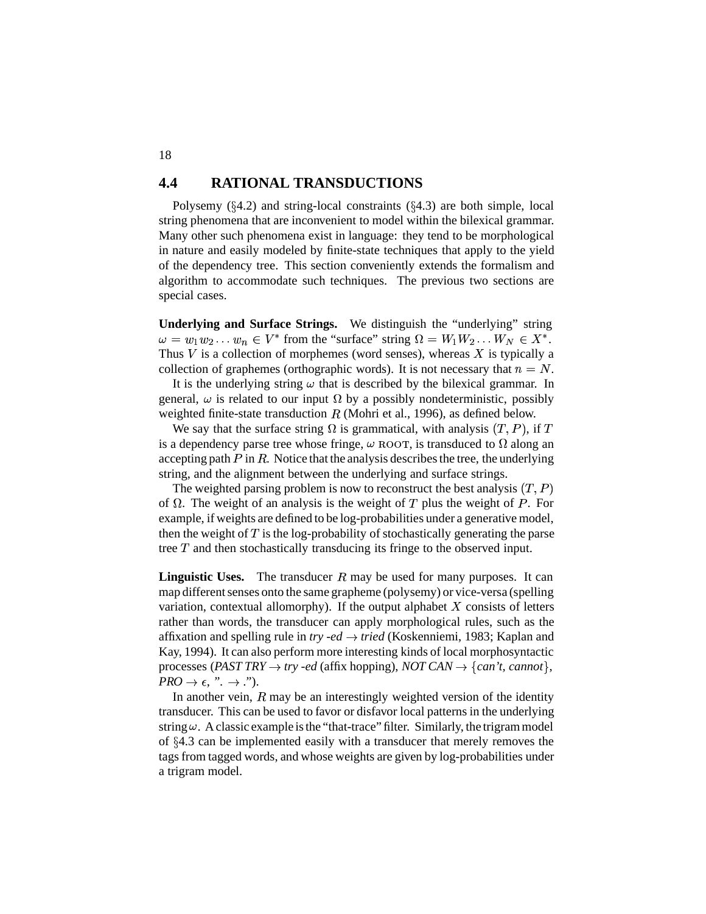## 4.4 RATIONAL TRANSDUCTIONS

Polysemy (§4.2) and string-local constraints (§4.3) are both simple, local string phenomena that are inconvenient to model within the bilexical grammar. Many other such phenomena exist in language: they tend to be morphological in nature and easily modeled by finite-state techniques that apply to the yield of the dependency tree. This section conveniently extends the formalism and algorithm to accommodate such techniques. The previous two sections are special cases.

**Underlying and Surface Strings.** We distinguish the "underlying" string $\omega = w_1 w_2 \ldots w_n \in V^*$ from the "surface" string $\Omega = W_1 W_2 \ldots W_N \in X^*$. Thus $V$ is a collection of morphemes (word senses), whereas $X$ is typically a collection of graphemes (orthographic words). It is not necessary that $n = N$.

It is the underlying string $\omega$ that is described by the bilexical grammar. In general, $\omega$ is related to our input $\Omega$ by a possibly nondeterministic, possibly weighted finite-state transduction $R$ (Mohri et al., 1996), as defined below.

We say that the surface string $\Omega$ is grammatical, with analysis $(T, P)$, if $T$ is a dependency parse tree whose fringe, $\omega$ ROOT, is transduced to $\Omega$ along an accepting path $P$ in $R$. Notice that the analysis describes the tree, the underlying string, and the alignment between the underlying and surface strings.

The weighted parsing problem is now to reconstruct the best analysis $(T, P)$ of $\Omega$. The weight of an analysis is the weight of $T$ plus the weight of $P$. For example, if weights are defined to be log-probabilities under a generative model, then the weight of $T$ is the log-probability of stochastically generating the parse tree $T$ and then stochastically transducing its fringe to the observed input.

**Linguistic Uses.** The transducer $R$ may be used for many purposes. It can map different senses onto the same grapheme (polysemy) or vice-versa (spelling variation, contextual allomorphy). If the output alphabet $X$ consists of letters rather than words, the transducer can apply morphological rules, such as the affixation and spelling rule in *try -ed* $\to$ *tried* (Koskenniemi, 1983; Kaplan and Kay, 1994). It can also perform more interesting kinds of local morphosyntactic processes (*PAST TRY* $\to$ *try -ed* (affix hopping), *NOT CAN* $\to$ {*can't, cannot*}, *PRO* $\to \epsilon$, ". $\to$ .").

In another vein, $R$ may be an interestingly weighted version of the identity transducer. This can be used to favor or disfavor local patterns in the underlying string $\omega$. A classic example is the "that-trace" filter. Similarly, the trigram model of §4.3 can be implemented easily with a transducer that merely removes the tags from tagged words, and whose weights are given by log-probabilities under a trigram model.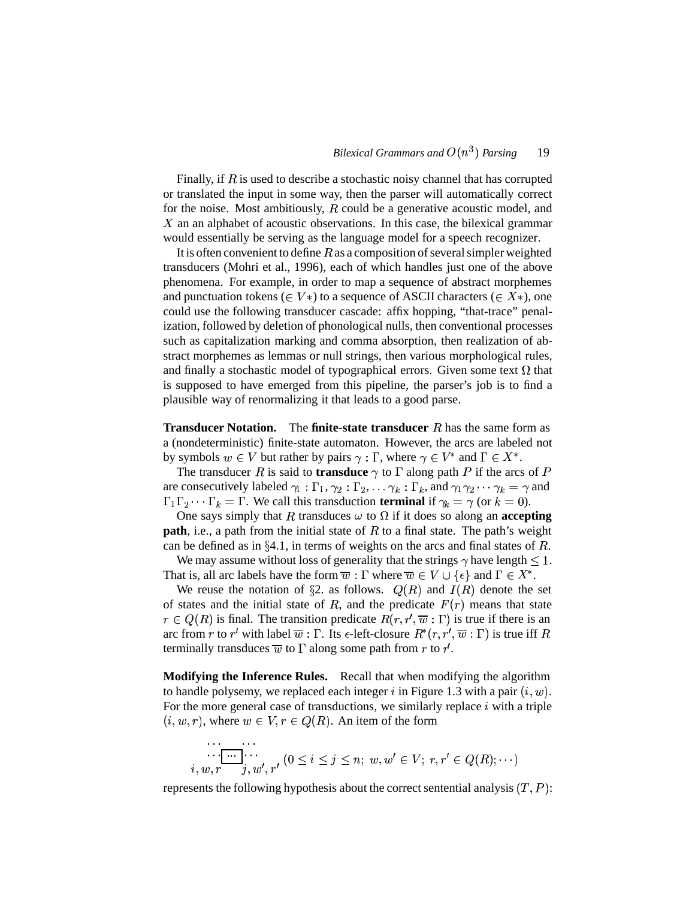Finally, if $R$ is used to describe a stochastic noisy channel that has corrupted or translated the input in some way, then the parser will automatically correct for the noise. Most ambitiously, $R$ could be a generative acoustic model, and $X$ an an alphabet of acoustic observations. In this case, the bilexical grammar would essentially be serving as the language model for a speech recognizer.

It is often convenient to define $R$ as a composition of several simpler weighted transducers (Mohri et al., 1996), each of which handles just one of the above phenomena. For example, in order to map a sequence of abstract morphemes and punctuation tokens ($\in V*$) to a sequence of ASCII characters ($\in X*$), one could use the following transducer cascade: affix hopping, "that-trace" penalization, followed by deletion of phonological nulls, then conventional processes such as capitalization marking and comma absorption, then realization of abstract morphemes as lemmas or null strings, then various morphological rules, and finally a stochastic model of typographical errors. Given some text $\Omega$ that is supposed to have emerged from this pipeline, the parser's job is to find a plausible way of renormalizing it that leads to a good parse.

**Transducer Notation.** The **finite-state transducer** $R$ has the same form as a (nondeterministic) finite-state automaton. However, the arcs are labeled not by symbols $w \in V$ but rather by pairs $\gamma : \Gamma$, where $\gamma \in V^*$ and $\Gamma \in X^*$.

The transducer $R$ is said to **transduce** $\gamma$ to $\Gamma$ along path $P$ if the arcs of $P$ are consecutively labeled $\gamma_1 : \Gamma_1, \gamma_2 : \Gamma_2, \ldots \gamma_k : \Gamma_k$, and $\gamma_1\gamma_2\cdots\gamma_k = \gamma$ and $\Gamma_1\Gamma_2\cdots\Gamma_k = \Gamma$. We call this transduction **terminal** if $\gamma_k = \gamma$ (or $k = 0$).

One says simply that $R$ transduces $\omega$ to $\Omega$ if it does so along an **accepting path**, i.e., a path from the initial state of $R$ to a final state. The path's weight can be defined as in §4.1, in terms of weights on the arcs and final states of $R$.

We may assume without loss of generality that the strings $\gamma$ have length $\leq 1$. That is, all arc labels have the form $\overline{w} : \Gamma$ where $\overline{w} \in V \cup \{\epsilon\}$ and $\Gamma \in X^*$.

We reuse the notation of §2. as follows. $Q(R)$ and $I(R)$ denote the set of states and the initial state of $R$, and the predicate $F(r)$ means that state $r \in Q(R)$ is final. The transition predicate $R(r, r', \overline{w} : \Gamma)$ is true if there is an arc from $r$ to $r'$ with label $\overline{w} : \Gamma$. Its $\epsilon$-left-closure $R^*(r, r', \overline{w} : \Gamma)$ is true iff $R$ terminally transduces $\overline{w}$ to $\Gamma$ along some path from $r$ to $r'$.

**Modifying the Inference Rules.** Recall that when modifying the algorithm to handle polysemy, we replaced each integer $i$ in Figure 1.3 with a pair $(i, w)$. For the more general case of transductions, we similarly replace $i$ with a triple $(i, w, r)$, where $w \in V, r \in Q(R)$. An item of the form

$$\underset{i,w,r \qquad j,w',r'}{\overset{\cdots \qquad \cdots}{\cdots\boxed{\cdots}\cdots}} \; (0 \leq i \leq j \leq n;\; w, w' \in V;\; r, r' \in Q(R); \cdots)$$

represents the following hypothesis about the correct sentential analysis $(T, P)$: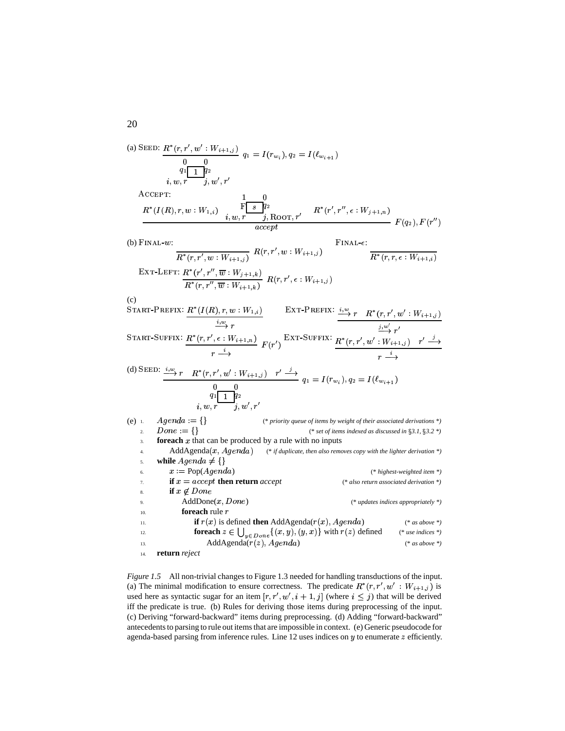(a) SEED: $\dfrac{R^*(r, r', w' : W_{i+1,j})}{\begin{array}{c} 0 \quad\; 0 \\ q_1 \boxed{\;1\;} q_2 \\ i, w, r \qquad j, w', r' \end{array}}$ $q_1 = I(r_{w_i}), q_2 = I(\ell_{w_{i+1}})$

ACCEPT:

$$\frac{R^*(I(R), r, w : W_{1,i}) \qquad \begin{array}{c} 1 \quad\; 0 \\ \text{F} \boxed{\;s\;} q_2 \\ i, w, r \qquad j, \text{ROOT}, r' \end{array} \qquad R^*(r', r'', \epsilon : W_{j+1,n})}{accept} \; F(q_2), F(r'')$$

(b) FINAL-$w$: $\dfrac{}{R^*(r, r', w : W_{i+1,j})}$ $R(r, r', w : W_{i+1,j})$ FINAL-$\epsilon$: $\dfrac{}{R^*(r, r, \epsilon : W_{i+1,i})}$

EXT-LEFT: $\dfrac{R^*(r', r'', \overline{w} : W_{j+1,k})}{R^*(r, r'', \overline{w} : W_{i+1,k})}$ $R(r, r', \epsilon : W_{i+1,j})$

(c)
START-PREFIX: $\dfrac{R^*(I(R), r, w : W_{1,i})}{\xrightarrow{i,w} r}$ EXT-PREFIX: $\dfrac{\xrightarrow{i,w} r \quad R^*(r, r', w' : W_{i+1,j})}{\xrightarrow{j,w'} r'}$

START-SUFFIX: $\dfrac{R^*(r, r', \epsilon : W_{i+1,n})}{r \xrightarrow{i}}$ $F(r')$ EXT-SUFFIX: $\dfrac{R^*(r, r', w' : W_{i+1,j}) \quad r' \xrightarrow{j}}{r \xrightarrow{i}}$

(d) SEED: $\dfrac{\xrightarrow{i,w} r \quad R^*(r, r', w' : W_{i+1,j}) \quad r' \xrightarrow{j}}{\begin{array}{c} 0 \quad\; 0 \\ q_1 \boxed{\;1\;} q_2 \\ i, w, r \qquad j, w', r' \end{array}}$ $q_1 = I(r_{w_i}), q_2 = I(\ell_{w_{i+1}})$

(e)
```
1.  Agenda := {}                  (* priority queue of items by weight of their associated derivations *)
2.  Done := {}                    (* set of items indexed as discussed in §3.1, §3.2 *)
3.  foreach x that can be produced by a rule with no inputs
4.      AddAgenda(x, Agenda)      (* if duplicate, then also removes copy with the lighter derivation *)
5.  while Agenda ≠ {}
6.      x := Pop(Agenda)                                  (* highest-weighted item *)
7.      if x = accept then return accept                  (* also return associated derivation *)
8.      if x ∉ Done
9.          AddDone(x, Done)                              (* updates indices appropriately *)
10.         foreach rule r
11.             if r(x) is defined then AddAgenda(r(x), Agenda)          (* as above *)
12.             foreach z ∈ ⋃_{y∈Done} {(x,y),(y,x)} with r(z) defined    (* use indices *)
13.                 AddAgenda(r(z), Agenda)                               (* as above *)
14. return reject
```

*Figure 1.5* All non-trivial changes to Figure 1.3 needed for handling transductions of the input. (a) The minimal modification to ensure correctness. The predicate $R^*(r, r', w' : W_{i+1,j})$ is used here as syntactic sugar for an item $[r, r', w', i+1, j]$ (where $i \leq j$) that will be derived iff the predicate is true. (b) Rules for deriving those items during preprocessing of the input. (c) Deriving "forward-backward" items during preprocessing. (d) Adding "forward-backward" antecedents to parsing to rule out items that are impossible in context. (e) Generic pseudocode for agenda-based parsing from inference rules. Line 12 uses indices on $y$ to enumerate $z$ efficiently.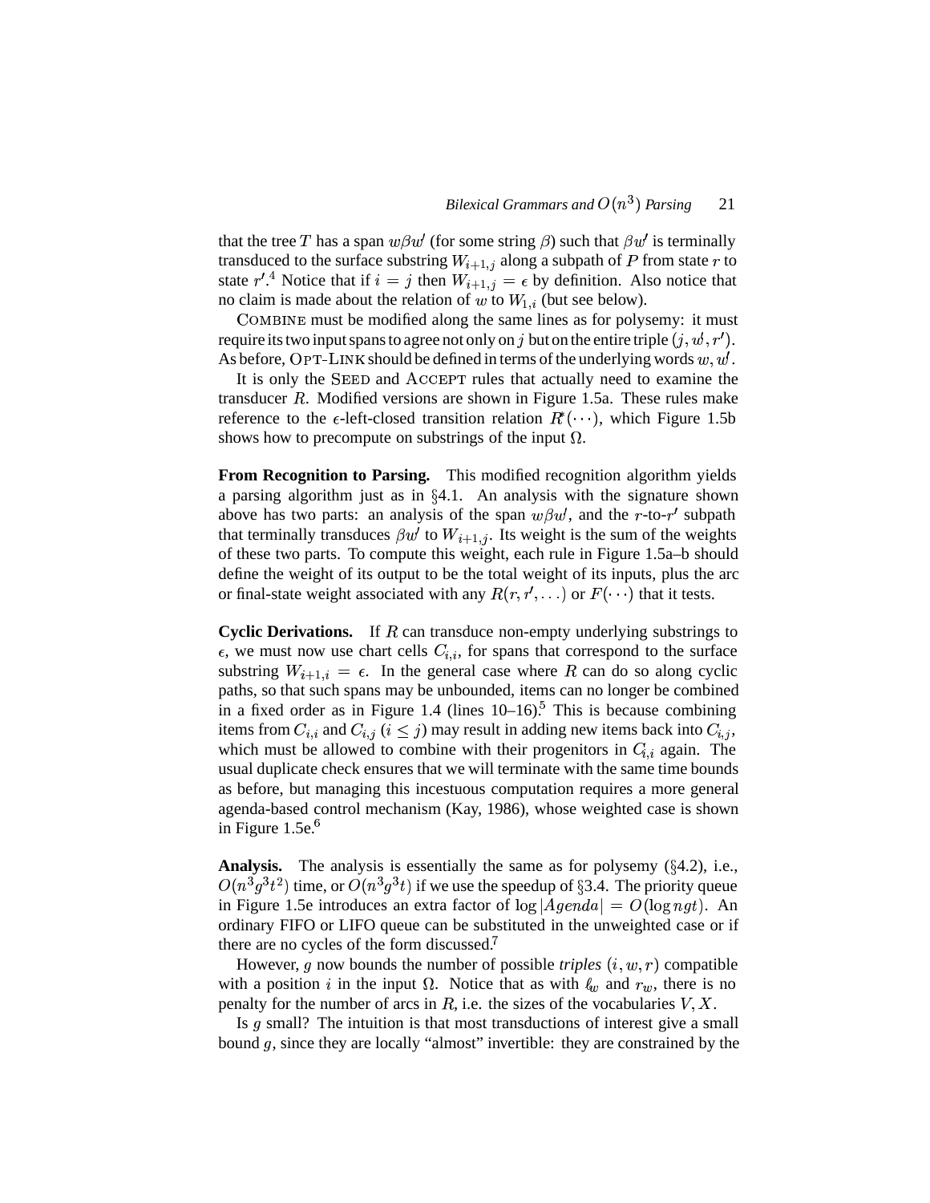that the tree $T$ has a span $w\beta w'$ (for some string $\beta$) such that $\beta w'$ is terminally transduced to the surface substring $W_{i+1,j}$ along a subpath of $P$ from state $r$ to state $r'$.[4] Notice that if $i = j$ then $W_{i+1,j} = \epsilon$ by definition. Also notice that no claim is made about the relation of $w$ to $W_{1,i}$ (but see below).

COMBINE must be modified along the same lines as for polysemy: it must require its two input spans to agree not only on $j$ but on the entire triple $(j, w', r')$. As before, OPT-LINK should be defined in terms of the underlying words $w, w'$.

It is only the SEED and ACCEPT rules that actually need to examine the transducer $R$. Modified versions are shown in Figure 1.5a. These rules make reference to the $\epsilon$-left-closed transition relation $R^*_\epsilon(\cdots)$, which Figure 1.5b shows how to precompute on substrings of the input $\Omega$.

**From Recognition to Parsing.** This modified recognition algorithm yields a parsing algorithm just as in §4.1. An analysis with the signature shown above has two parts: an analysis of the span $w\beta w'$, and the $r$-to-$r'$ subpath that terminally transduces $\beta w'$ to $W_{i+1,j}$. Its weight is the sum of the weights of these two parts. To compute this weight, each rule in Figure 1.5a–b should define the weight of its output to be the total weight of its inputs, plus the arc or final-state weight associated with any $R(r, r', \ldots)$ or $F(\cdots)$ that it tests.

**Cyclic Derivations.** If $R$ can transduce non-empty underlying substrings to $\epsilon$, we must now use chart cells $C_{i,i}$, for spans that correspond to the surface substring $W_{i+1,i} = \epsilon$. In the general case where $R$ can do so along cyclic paths, so that such spans may be unbounded, items can no longer be combined in a fixed order as in Figure 1.4 (lines 10–16).[5] This is because combining items from $C_{i,i}$ and $C_{i,j}$ ($i \leq j$) may result in adding new items back into $C_{i,j}$, which must be allowed to combine with their progenitors in $C_{i,i}$ again. The usual duplicate check ensures that we will terminate with the same time bounds as before, but managing this incestuous computation requires a more general agenda-based control mechanism (Kay, 1986), whose weighted case is shown in Figure 1.5e.[6]

**Analysis.** The analysis is essentially the same as for polysemy (§4.2), i.e., $O(n^3g^3t^2)$ time, or $O(n^3g^3t)$ if we use the speedup of §3.4. The priority queue in Figure 1.5e introduces an extra factor of $\log |Agenda| = O(\log ngt)$. An ordinary FIFO or LIFO queue can be substituted in the unweighted case or if there are no cycles of the form discussed.[7]

However, $g$ now bounds the number of possible *triples* $(i, w, r)$ compatible with a position $i$ in the input $\Omega$. Notice that as with $\ell_w$ and $r_w$, there is no penalty for the number of arcs in $R$, i.e. the sizes of the vocabularies $V, X$.

Is $g$ small? The intuition is that most transductions of interest give a small bound $g$, since they are locally "almost" invertible: they are constrained by the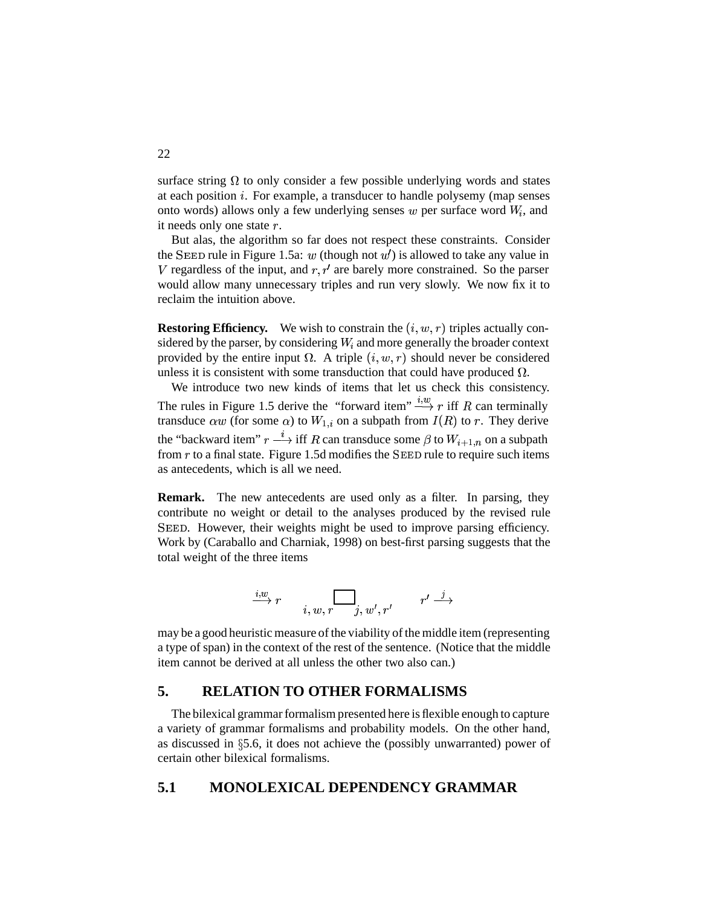surface string $\Omega$ to only consider a few possible underlying words and states at each position $i$. For example, a transducer to handle polysemy (map senses onto words) allows only a few underlying senses $w$ per surface word $W_i$, and it needs only one state $r$.

But alas, the algorithm so far does not respect these constraints. Consider the SEED rule in Figure 1.5a: $w$ (though not $w'$) is allowed to take any value in $V$ regardless of the input, and $r, r'$ are barely more constrained. So the parser would allow many unnecessary triples and run very slowly. We now fix it to reclaim the intuition above.

**Restoring Efficiency.** We wish to constrain the $(i, w, r)$ triples actually considered by the parser, by considering $W_i$ and more generally the broader context provided by the entire input $\Omega$. A triple $(i, w, r)$ should never be considered unless it is consistent with some transduction that could have produced $\Omega$.

We introduce two new kinds of items that let us check this consistency. The rules in Figure 1.5 derive the "forward item" $\xrightarrow{i,w} r$ iff $R$ can terminally transduce $\alpha w$ (for some $\alpha$) to $W_{1,i}$ on a subpath from $I(R)$ to $r$. They derive the "backward item" $r \xrightarrow{i}$ iff $R$ can transduce some $\beta$ to $W_{i+1,n}$ on a subpath from $r$ to a final state. Figure 1.5d modifies the SEED rule to require such items as antecedents, which is all we need.

**Remark.** The new antecedents are used only as a filter. In parsing, they contribute no weight or detail to the analyses produced by the revised rule SEED. However, their weights might be used to improve parsing efficiency. Work by (Caraballo and Charniak, 1998) on best-first parsing suggests that the total weight of the three items

$$\xrightarrow{i,w} r \qquad \underset{i,w,r}{\phantom{x}}\square_{j,w',r'} \qquad r' \xrightarrow{j}$$

may be a good heuristic measure of the viability of the middle item (representing a type of span) in the context of the rest of the sentence. (Notice that the middle item cannot be derived at all unless the other two also can.)

## 5. RELATION TO OTHER FORMALISMS

The bilexical grammar formalism presented here is flexible enough to capture a variety of grammar formalisms and probability models. On the other hand, as discussed in §5.6, it does not achieve the (possibly unwarranted) power of certain other bilexical formalisms.

### 5.1 MONOLEXICAL DEPENDENCY GRAMMAR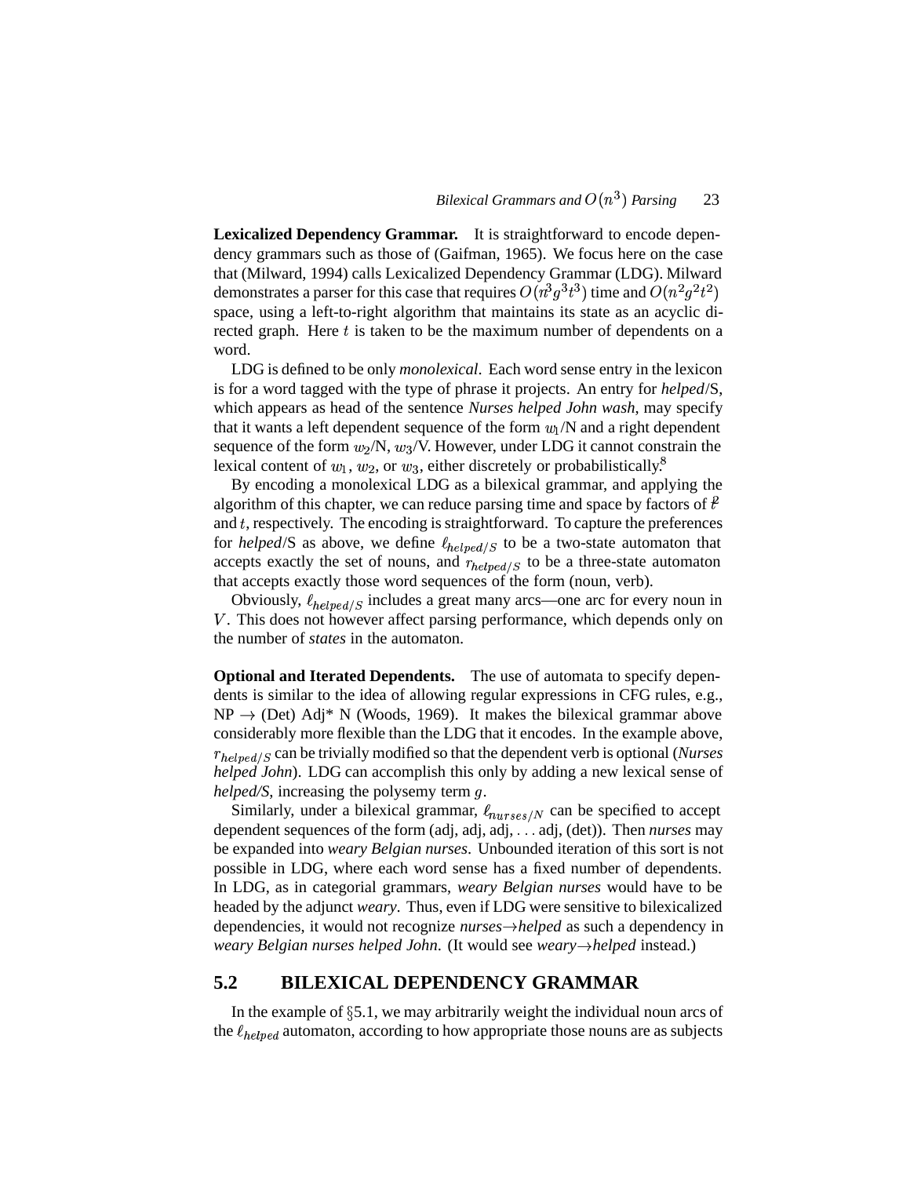**Lexicalized Dependency Grammar.** It is straightforward to encode dependency grammars such as those of (Gaifman, 1965). We focus here on the case that (Milward, 1994) calls Lexicalized Dependency Grammar (LDG). Milward demonstrates a parser for this case that requires $O(n^3 g^3 t^3)$ time and $O(n^2 g^2 t^2)$ space, using a left-to-right algorithm that maintains its state as an acyclic directed graph. Here $t$ is taken to be the maximum number of dependents on a word.

LDG is defined to be only *monolexical*. Each word sense entry in the lexicon is for a word tagged with the type of phrase it projects. An entry for *helped*/S, which appears as head of the sentence *Nurses helped John wash*, may specify that it wants a left dependent sequence of the form $w_1$/N and a right dependent sequence of the form $w_2$/N, $w_3$/V. However, under LDG it cannot constrain the lexical content of $w_1$, $w_2$, or $w_3$, either discretely or probabilistically.[8]

By encoding a monolexical LDG as a bilexical grammar, and applying the algorithm of this chapter, we can reduce parsing time and space by factors of $t^2$ and $t$, respectively. The encoding is straightforward. To capture the preferences for *helped*/S as above, we define $\ell_{helped/S}$ to be a two-state automaton that accepts exactly the set of nouns, and $r_{helped/S}$ to be a three-state automaton that accepts exactly those word sequences of the form (noun, verb).

Obviously, $\ell_{helped/S}$ includes a great many arcs—one arc for every noun in $V$. This does not however affect parsing performance, which depends only on the number of *states* in the automaton.

**Optional and Iterated Dependents.** The use of automata to specify dependents is similar to the idea of allowing regular expressions in CFG rules, e.g., NP $\rightarrow$ (Det) Adj* N (Woods, 1969). It makes the bilexical grammar above considerably more flexible than the LDG that it encodes. In the example above, $r_{helped/S}$ can be trivially modified so that the dependent verb is optional (*Nurses helped John*). LDG can accomplish this only by adding a new lexical sense of *helped/S*, increasing the polysemy term $g$.

Similarly, under a bilexical grammar, $\ell_{nurses/N}$ can be specified to accept dependent sequences of the form (adj, adj, adj, . . . adj, (det)). Then *nurses* may be expanded into *weary Belgian nurses*. Unbounded iteration of this sort is not possible in LDG, where each word sense has a fixed number of dependents. In LDG, as in categorial grammars, *weary Belgian nurses* would have to be headed by the adjunct *weary*. Thus, even if LDG were sensitive to bilexicalized dependencies, it would not recognize *nurses*$\rightarrow$*helped* as such a dependency in *weary Belgian nurses helped John*. (It would see *weary*$\rightarrow$*helped* instead.)

## 5.2 BILEXICAL DEPENDENCY GRAMMAR

In the example of §5.1, we may arbitrarily weight the individual noun arcs of the $\ell_{helped}$ automaton, according to how appropriate those nouns are as subjects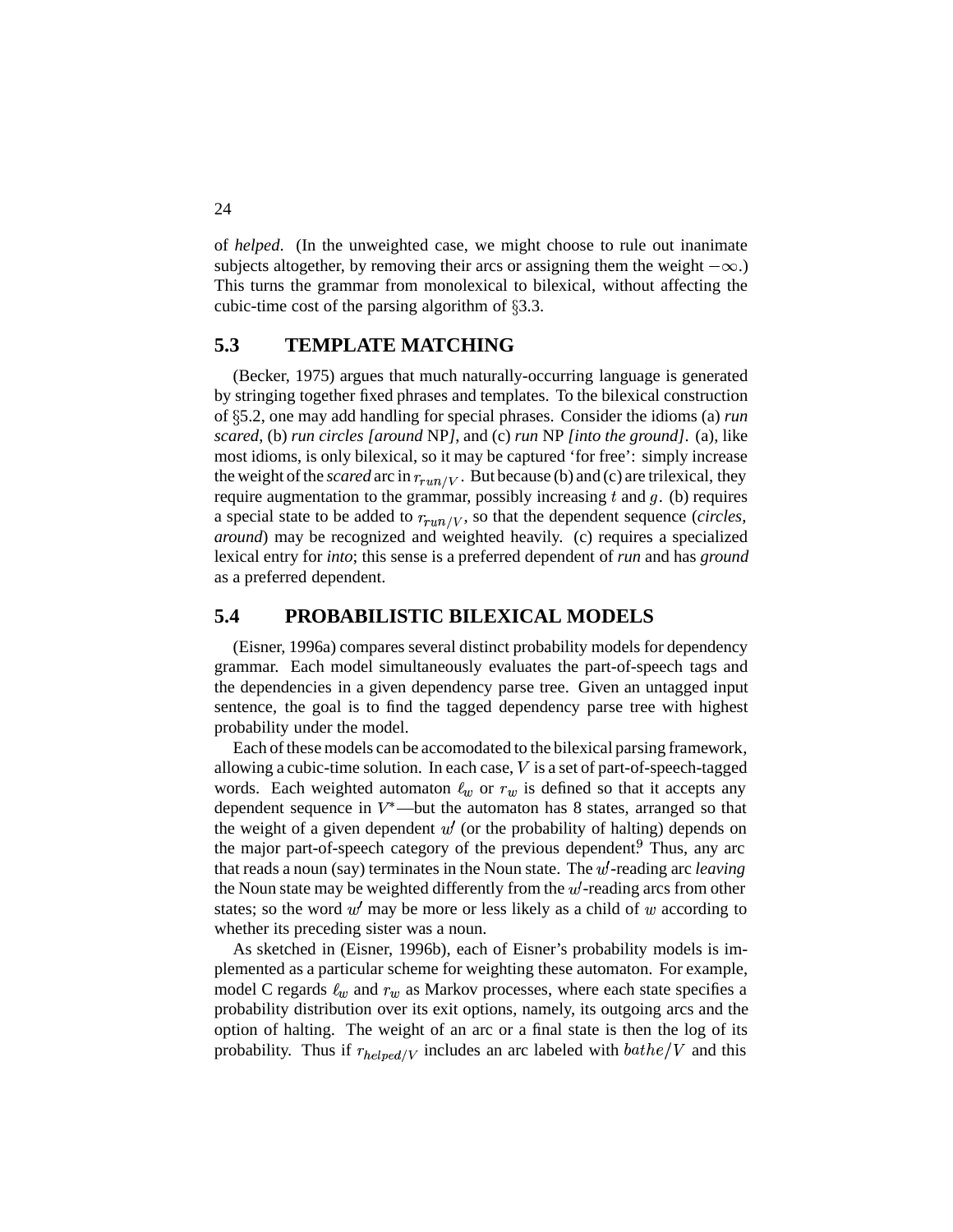of *helped*. (In the unweighted case, we might choose to rule out inanimate subjects altogether, by removing their arcs or assigning them the weight $-\infty$.) This turns the grammar from monolexical to bilexical, without affecting the cubic-time cost of the parsing algorithm of §3.3.

## 5.3 TEMPLATE MATCHING

(Becker, 1975) argues that much naturally-occurring language is generated by stringing together fixed phrases and templates. To the bilexical construction of §5.2, one may add handling for special phrases. Consider the idioms (a) *run scared*, (b) *run circles [around* NP*]*, and (c) *run* NP *[into the ground]*. (a), like most idioms, is only bilexical, so it may be captured 'for free': simply increase the weight of the *scared* arc in $r_{run/V}$. But because (b) and (c) are trilexical, they require augmentation to the grammar, possibly increasing $t$ and $g$. (b) requires a special state to be added to $r_{run/V}$, so that the dependent sequence (*circles*, *around*) may be recognized and weighted heavily. (c) requires a specialized lexical entry for *into*; this sense is a preferred dependent of *run* and has *ground* as a preferred dependent.

## 5.4 PROBABILISTIC BILEXICAL MODELS

(Eisner, 1996a) compares several distinct probability models for dependency grammar. Each model simultaneously evaluates the part-of-speech tags and the dependencies in a given dependency parse tree. Given an untagged input sentence, the goal is to find the tagged dependency parse tree with highest probability under the model.

Each of these models can be accomodated to the bilexical parsing framework, allowing a cubic-time solution. In each case, $V$ is a set of part-of-speech-tagged words. Each weighted automaton $\ell_w$ or $r_w$ is defined so that it accepts any dependent sequence in $V^*$—but the automaton has 8 states, arranged so that the weight of a given dependent $w'$ (or the probability of halting) depends on the major part-of-speech category of the previous dependent.[9] Thus, any arc that reads a noun (say) terminates in the Noun state. The $w'$-reading arc *leaving* the Noun state may be weighted differently from the $w'$-reading arcs from other states; so the word $w'$ may be more or less likely as a child of $w$ according to whether its preceding sister was a noun.

As sketched in (Eisner, 1996b), each of Eisner's probability models is implemented as a particular scheme for weighting these automaton. For example, model C regards $\ell_w$ and $r_w$ as Markov processes, where each state specifies a probability distribution over its exit options, namely, its outgoing arcs and the option of halting. The weight of an arc or a final state is then the log of its probability. Thus if $r_{helped/V}$ includes an arc labeled with $bathe/V$ and this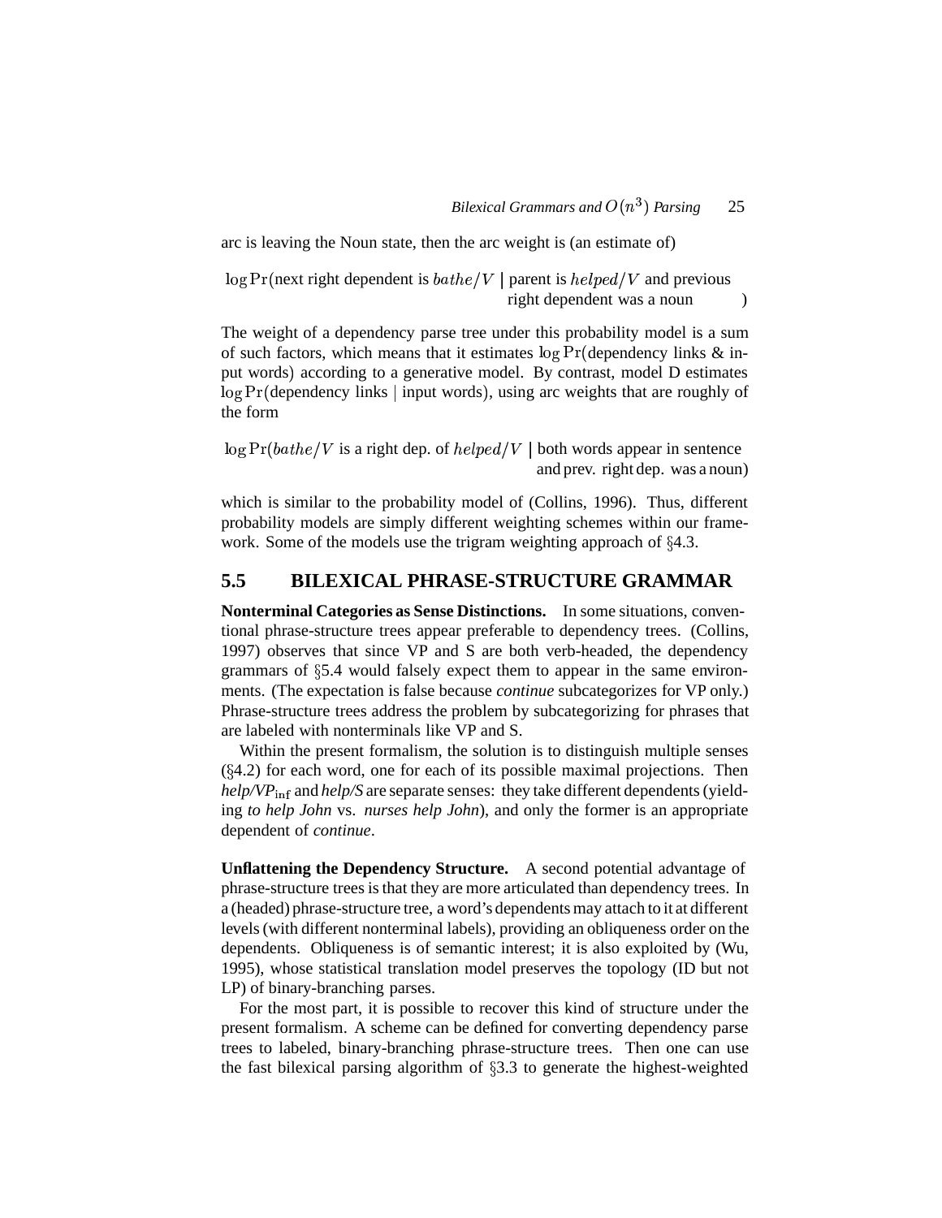arc is leaving the Noun state, then the arc weight is (an estimate of)

$$\log \Pr(\text{next right dependent is } bathe/V \mid \text{parent is } helped/V \text{ and previous right dependent was a noun})$$

The weight of a dependency parse tree under this probability model is a sum of such factors, which means that it estimates $\log \Pr(\text{dependency links \& input words})$ according to a generative model. By contrast, model D estimates $\log \Pr(\text{dependency links} \mid \text{input words})$, using arc weights that are roughly of the form

$$\log \Pr(bathe/V \text{ is a right dep. of } helped/V \mid \text{both words appear in sentence and prev. right dep. was a noun})$$

which is similar to the probability model of (Collins, 1996). Thus, different probability models are simply different weighting schemes within our framework. Some of the models use the trigram weighting approach of §4.3.

## 5.5 BILEXICAL PHRASE-STRUCTURE GRAMMAR

**Nonterminal Categories as Sense Distinctions.** In some situations, conventional phrase-structure trees appear preferable to dependency trees. (Collins, 1997) observes that since VP and S are both verb-headed, the dependency grammars of §5.4 would falsely expect them to appear in the same environments. (The expectation is false because *continue* subcategorizes for VP only.) Phrase-structure trees address the problem by subcategorizing for phrases that are labeled with nonterminals like VP and S.

Within the present formalism, the solution is to distinguish multiple senses (§4.2) for each word, one for each of its possible maximal projections. Then *help/VP*$_{\text{inf}}$ and *help/S* are separate senses: they take different dependents (yielding *to help John* vs. *nurses help John*), and only the former is an appropriate dependent of *continue*.

**Unflattening the Dependency Structure.** A second potential advantage of phrase-structure trees is that they are more articulated than dependency trees. In a (headed) phrase-structure tree, a word's dependents may attach to it at different levels (with different nonterminal labels), providing an obliqueness order on the dependents. Obliqueness is of semantic interest; it is also exploited by (Wu, 1995), whose statistical translation model preserves the topology (ID but not LP) of binary-branching parses.

For the most part, it is possible to recover this kind of structure under the present formalism. A scheme can be defined for converting dependency parse trees to labeled, binary-branching phrase-structure trees. Then one can use the fast bilexical parsing algorithm of §3.3 to generate the highest-weighted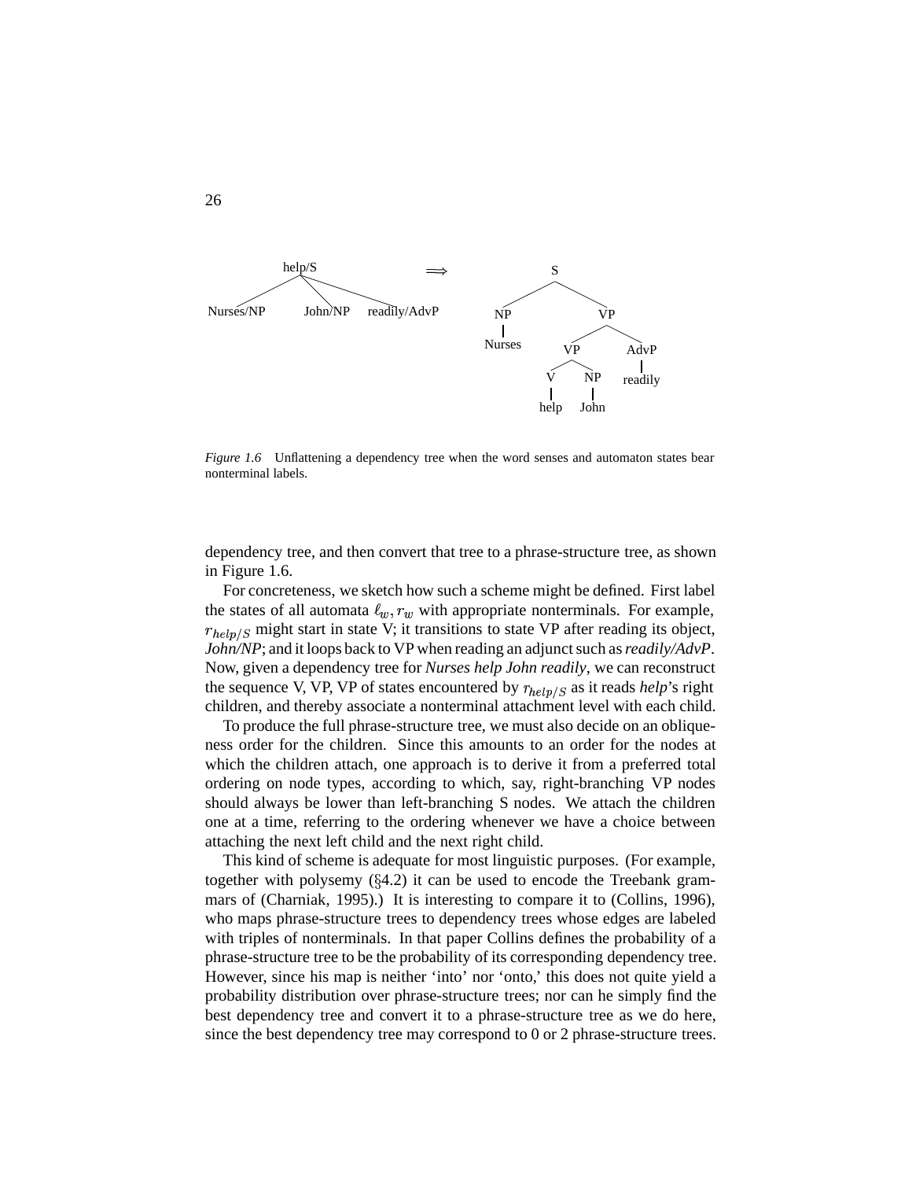*Figure 1.6* Unflattening a dependency tree when the word senses and automaton states bear nonterminal labels.

dependency tree, and then convert that tree to a phrase-structure tree, as shown in Figure 1.6.

For concreteness, we sketch how such a scheme might be defined. First label the states of all automata $\ell_w, r_w$ with appropriate nonterminals. For example, $r_{help/S}$ might start in state V; it transitions to state VP after reading its object, *John/NP*; and it loops back to VP when reading an adjunct such as *readily/AdvP*. Now, given a dependency tree for *Nurses help John readily*, we can reconstruct the sequence V, VP, VP of states encountered by $r_{help/S}$ as it reads *help*'s right children, and thereby associate a nonterminal attachment level with each child.

To produce the full phrase-structure tree, we must also decide on an obliqueness order for the children. Since this amounts to an order for the nodes at which the children attach, one approach is to derive it from a preferred total ordering on node types, according to which, say, right-branching VP nodes should always be lower than left-branching S nodes. We attach the children one at a time, referring to the ordering whenever we have a choice between attaching the next left child and the next right child.

This kind of scheme is adequate for most linguistic purposes. (For example, together with polysemy (§4.2) it can be used to encode the Treebank grammars of (Charniak, 1995).) It is interesting to compare it to (Collins, 1996), who maps phrase-structure trees to dependency trees whose edges are labeled with triples of nonterminals. In that paper Collins defines the probability of a phrase-structure tree to be the probability of its corresponding dependency tree. However, since his map is neither 'into' nor 'onto,' this does not quite yield a probability distribution over phrase-structure trees; nor can he simply find the best dependency tree and convert it to a phrase-structure tree as we do here, since the best dependency tree may correspond to 0 or 2 phrase-structure trees.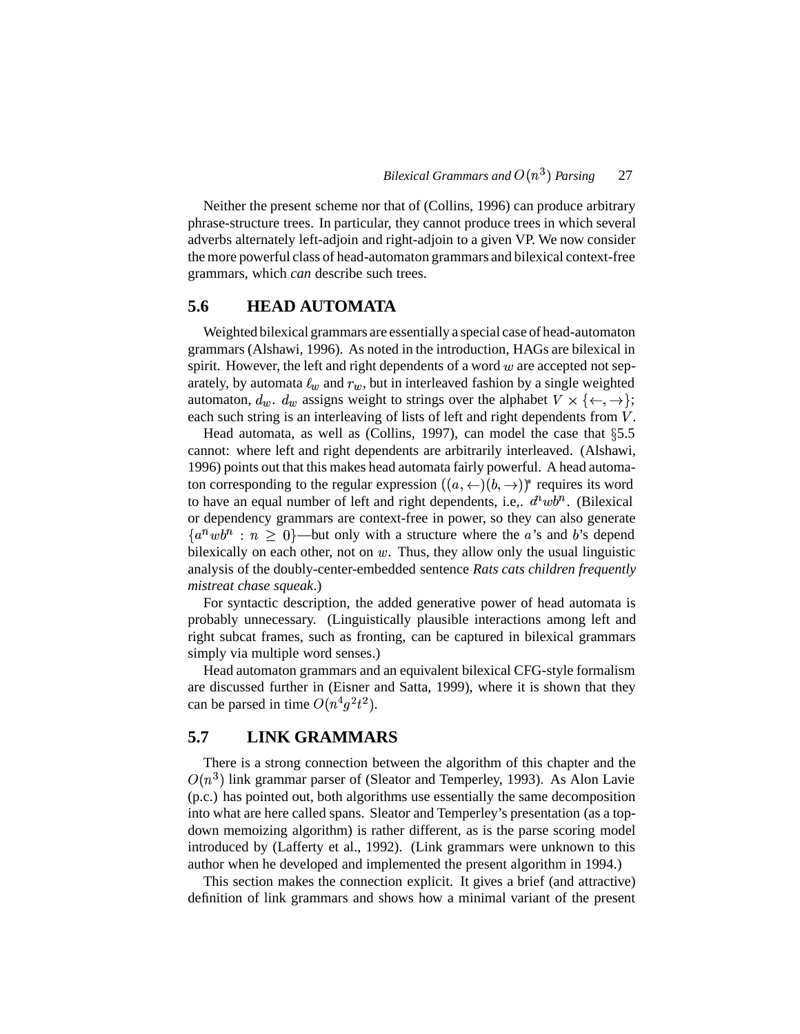Neither the present scheme nor that of (Collins, 1996) can produce arbitrary phrase-structure trees. In particular, they cannot produce trees in which several adverbs alternately left-adjoin and right-adjoin to a given VP. We now consider the more powerful class of head-automaton grammars and bilexical context-free grammars, which *can* describe such trees.

## 5.6 HEAD AUTOMATA

Weighted bilexical grammars are essentially a special case of head-automaton grammars (Alshawi, 1996). As noted in the introduction, HAGs are bilexical in spirit. However, the left and right dependents of a word $w$ are accepted not separately, by automata $\ell_w$ and $r_w$, but in interleaved fashion by a single weighted automaton, $d_w$. $d_w$ assigns weight to strings over the alphabet $V \times \{\leftarrow, \rightarrow\}$; each such string is an interleaving of lists of left and right dependents from $V$.

Head automata, as well as (Collins, 1997), can model the case that §5.5 cannot: where left and right dependents are arbitrarily interleaved. (Alshawi, 1996) points out that this makes head automata fairly powerful. A head automaton corresponding to the regular expression $((a, \leftarrow)(b, \rightarrow))^*$ requires its word to have an equal number of left and right dependents, i.e,. $a^n w b^n$. (Bilexical or dependency grammars are context-free in power, so they can also generate $\{a^n w b^n : n \geq 0\}$—but only with a structure where the $a$'s and $b$'s depend bilexically on each other, not on $w$. Thus, they allow only the usual linguistic analysis of the doubly-center-embedded sentence *Rats cats children frequently mistreat chase squeak*.)

For syntactic description, the added generative power of head automata is probably unnecessary. (Linguistically plausible interactions among left and right subcat frames, such as fronting, can be captured in bilexical grammars simply via multiple word senses.)

Head automaton grammars and an equivalent bilexical CFG-style formalism are discussed further in (Eisner and Satta, 1999), where it is shown that they can be parsed in time $O(n^4 g^2 t^2)$.

## 5.7 LINK GRAMMARS

There is a strong connection between the algorithm of this chapter and the $O(n^3)$ link grammar parser of (Sleator and Temperley, 1993). As Alon Lavie (p.c.) has pointed out, both algorithms use essentially the same decomposition into what are here called spans. Sleator and Temperley's presentation (as a top-down memoizing algorithm) is rather different, as is the parse scoring model introduced by (Lafferty et al., 1992). (Link grammars were unknown to this author when he developed and implemented the present algorithm in 1994.)

This section makes the connection explicit. It gives a brief (and attractive) definition of link grammars and shows how a minimal variant of the present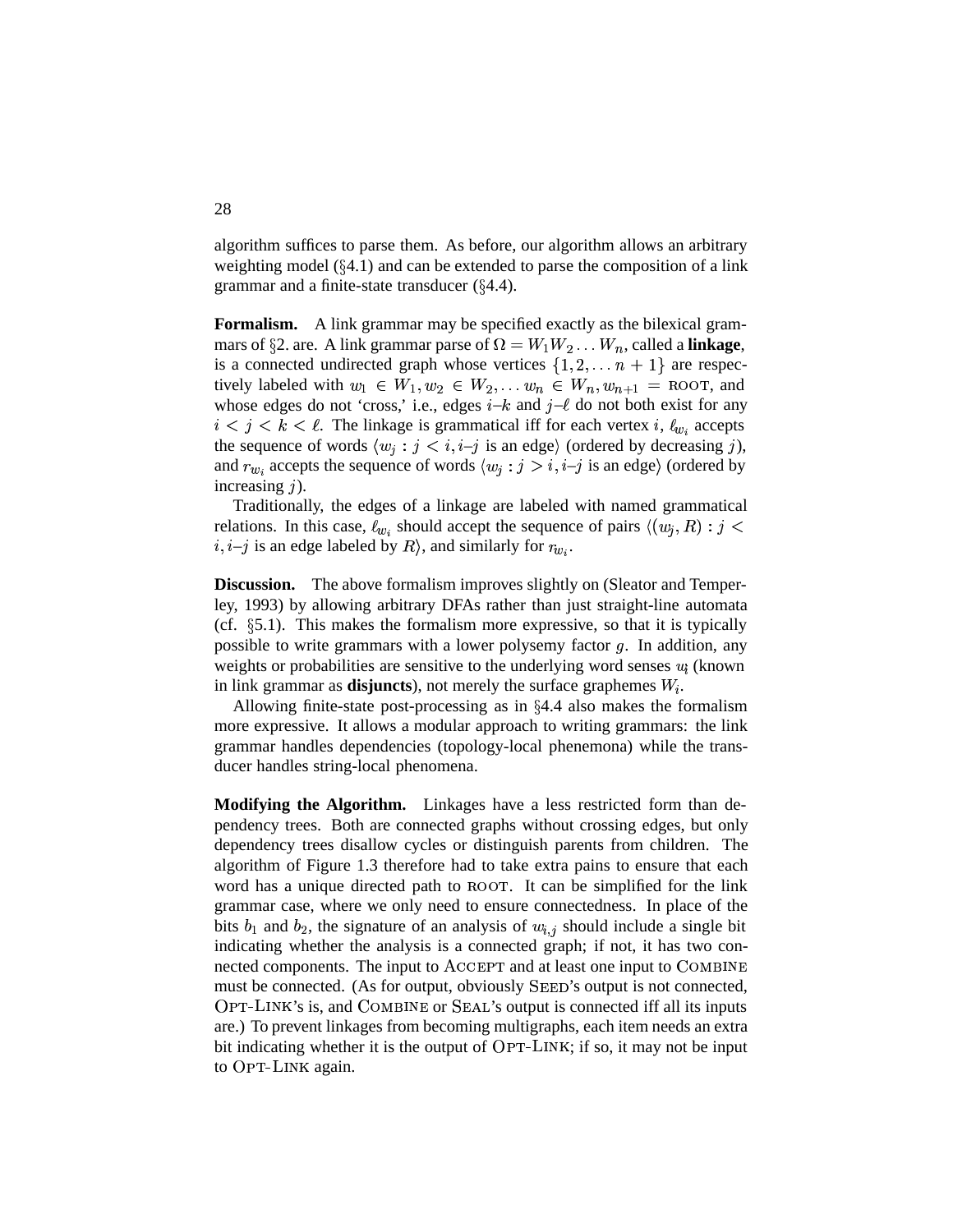algorithm suffices to parse them. As before, our algorithm allows an arbitrary weighting model (§4.1) and can be extended to parse the composition of a link grammar and a finite-state transducer (§4.4).

**Formalism.** A link grammar may be specified exactly as the bilexical grammars of §2. are. A link grammar parse of $\Omega = W_1 W_2 \ldots W_n$, called a **linkage**, is a connected undirected graph whose vertices $\{1, 2, \ldots n+1\}$ are respectively labeled with $w_1 \in W_1, w_2 \in W_2, \ldots w_n \in W_n, w_{n+1} = \text{ROOT}$, and whose edges do not 'cross,' i.e., edges $i$–$k$ and $j$–$\ell$ do not both exist for any $i < j < k < \ell$. The linkage is grammatical iff for each vertex $i$, $\ell_{w_i}$ accepts the sequence of words $\langle w_j : j < i, i\text{–}j \text{ is an edge} \rangle$ (ordered by decreasing $j$), and $r_{w_i}$ accepts the sequence of words $\langle w_j : j > i, i\text{–}j \text{ is an edge} \rangle$ (ordered by increasing $j$).

Traditionally, the edges of a linkage are labeled with named grammatical relations. In this case, $\ell_{w_i}$ should accept the sequence of pairs $\langle (w_j, R) : j < i, i\text{–}j \text{ is an edge labeled by } R \rangle$, and similarly for $r_{w_i}$.

**Discussion.** The above formalism improves slightly on (Sleator and Temperley, 1993) by allowing arbitrary DFAs rather than just straight-line automata (cf. §5.1). This makes the formalism more expressive, so that it is typically possible to write grammars with a lower polysemy factor $g$. In addition, any weights or probabilities are sensitive to the underlying word senses $w_i$ (known in link grammar as **disjuncts**), not merely the surface graphemes $W_i$.

Allowing finite-state post-processing as in §4.4 also makes the formalism more expressive. It allows a modular approach to writing grammars: the link grammar handles dependencies (topology-local phenemona) while the transducer handles string-local phenomena.

**Modifying the Algorithm.** Linkages have a less restricted form than dependency trees. Both are connected graphs without crossing edges, but only dependency trees disallow cycles or distinguish parents from children. The algorithm of Figure 1.3 therefore had to take extra pains to ensure that each word has a unique directed path to ROOT. It can be simplified for the link grammar case, where we only need to ensure connectedness. In place of the bits $b_1$ and $b_2$, the signature of an analysis of $w_{i,j}$ should include a single bit indicating whether the analysis is a connected graph; if not, it has two connected components. The input to ACCEPT and at least one input to COMBINE must be connected. (As for output, obviously SEED's output is not connected, OPT-LINK's is, and COMBINE or SEAL's output is connected iff all its inputs are.) To prevent linkages from becoming multigraphs, each item needs an extra bit indicating whether it is the output of OPT-LINK; if so, it may not be input to OPT-LINK again.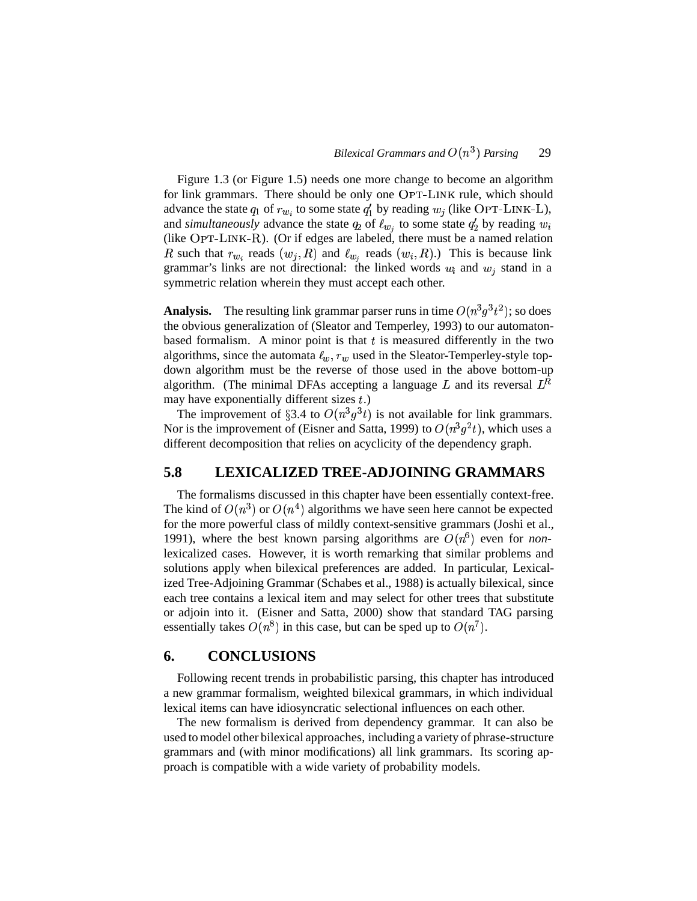Figure 1.3 (or Figure 1.5) needs one more change to become an algorithm for link grammars. There should be only one OPT-LINK rule, which should advance the state $q_1$ of $r_{w_i}$ to some state $q_1'$ by reading $w_j$ (like OPT-LINK-L), and *simultaneously* advance the state $q_2$ of $\ell_{w_j}$ to some state $q_2'$ by reading $w_i$ (like OPT-LINK-R). (Or if edges are labeled, there must be a named relation $R$ such that $r_{w_i}$ reads $(w_j, R)$ and $\ell_{w_j}$ reads $(w_i, R)$.) This is because link grammar's links are not directional: the linked words $w_i$ and $w_j$ stand in a symmetric relation wherein they must accept each other.

**Analysis.** The resulting link grammar parser runs in time $O(n^3 g^3 t^2)$; so does the obvious generalization of (Sleator and Temperley, 1993) to our automaton-based formalism. A minor point is that $t$ is measured differently in the two algorithms, since the automata $\ell_w, r_w$ used in the Sleator-Temperley-style top-down algorithm must be the reverse of those used in the above bottom-up algorithm. (The minimal DFAs accepting a language $L$ and its reversal $L^R$ may have exponentially different sizes $t$.)

The improvement of §3.4 to $O(n^3 g^3 t)$ is not available for link grammars. Nor is the improvement of (Eisner and Satta, 1999) to $O(n^3 g^2 t)$, which uses a different decomposition that relies on acyclicity of the dependency graph.

## 5.8 LEXICALIZED TREE-ADJOINING GRAMMARS

The formalisms discussed in this chapter have been essentially context-free. The kind of $O(n^3)$ or $O(n^4)$ algorithms we have seen here cannot be expected for the more powerful class of mildly context-sensitive grammars (Joshi et al., 1991), where the best known parsing algorithms are $O(n^6)$ even for *non*-lexicalized cases. However, it is worth remarking that similar problems and solutions apply when bilexical preferences are added. In particular, Lexicalized Tree-Adjoining Grammar (Schabes et al., 1988) is actually bilexical, since each tree contains a lexical item and may select for other trees that substitute or adjoin into it. (Eisner and Satta, 2000) show that standard TAG parsing essentially takes $O(n^8)$ in this case, but can be sped up to $O(n^7)$.

# 6. CONCLUSIONS

Following recent trends in probabilistic parsing, this chapter has introduced a new grammar formalism, weighted bilexical grammars, in which individual lexical items can have idiosyncratic selectional influences on each other.

The new formalism is derived from dependency grammar. It can also be used to model other bilexical approaches, including a variety of phrase-structure grammars and (with minor modifications) all link grammars. Its scoring approach is compatible with a wide variety of probability models.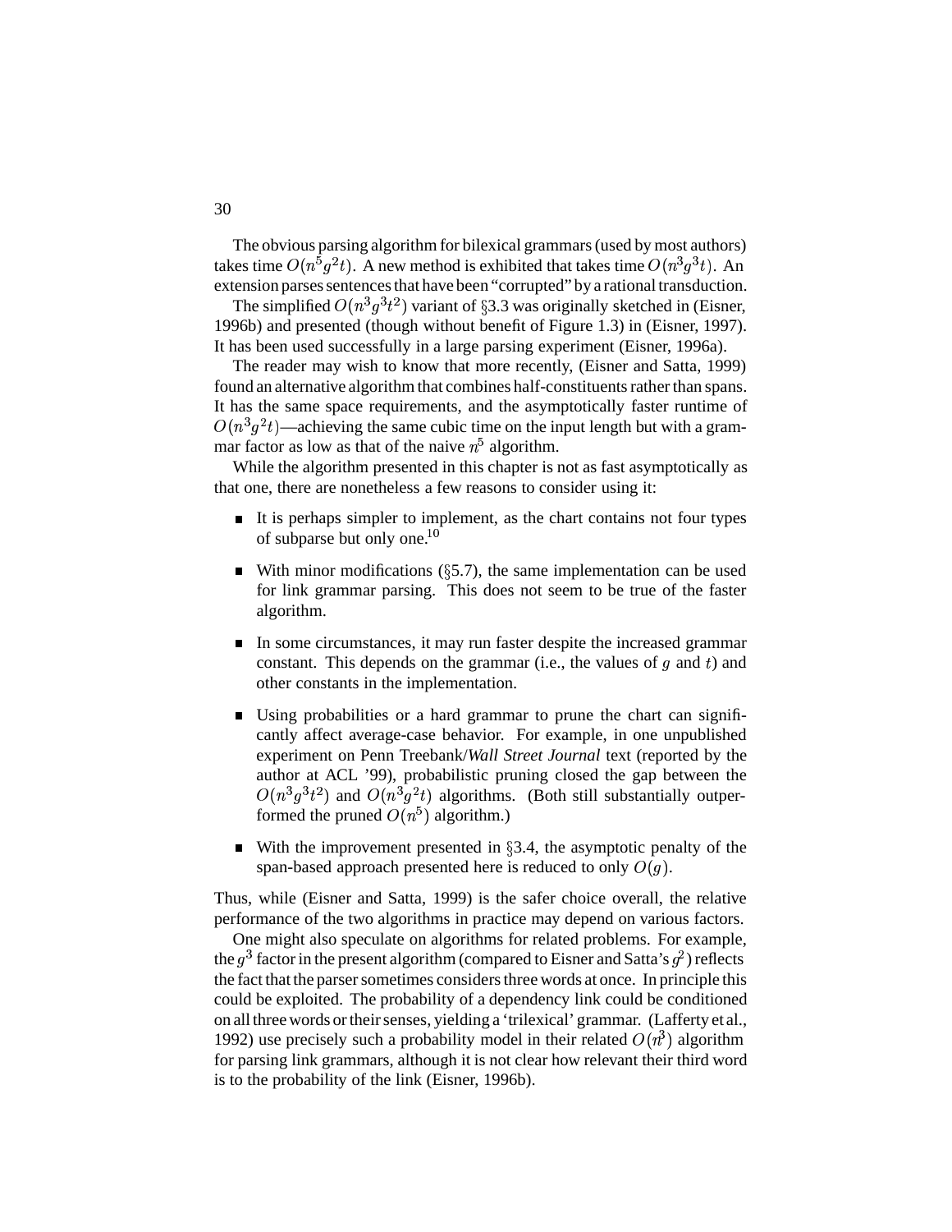The obvious parsing algorithm for bilexical grammars (used by most authors) takes time $O(n^5 g^2 t)$. A new method is exhibited that takes time $O(n^3 g^3 t)$. An extension parses sentences that have been "corrupted" by a rational transduction.

The simplified $O(n^3 g^3 t^2)$ variant of §3.3 was originally sketched in (Eisner, 1996b) and presented (though without benefit of Figure 1.3) in (Eisner, 1997). It has been used successfully in a large parsing experiment (Eisner, 1996a).

The reader may wish to know that more recently, (Eisner and Satta, 1999) found an alternative algorithm that combines half-constituents rather than spans. It has the same space requirements, and the asymptotically faster runtime of $O(n^3 g^2 t)$—achieving the same cubic time on the input length but with a grammar factor as low as that of the naive $n^5$ algorithm.

While the algorithm presented in this chapter is not as fast asymptotically as that one, there are nonetheless a few reasons to consider using it:

- It is perhaps simpler to implement, as the chart contains not four types of subparse but only one.[10]
- With minor modifications (§5.7), the same implementation can be used for link grammar parsing. This does not seem to be true of the faster algorithm.
- In some circumstances, it may run faster despite the increased grammar constant. This depends on the grammar (i.e., the values of $g$ and $t$) and other constants in the implementation.
- Using probabilities or a hard grammar to prune the chart can significantly affect average-case behavior. For example, in one unpublished experiment on Penn Treebank/*Wall Street Journal* text (reported by the author at ACL '99), probabilistic pruning closed the gap between the $O(n^3 g^3 t^2)$ and $O(n^3 g^2 t)$ algorithms. (Both still substantially outperformed the pruned $O(n^5)$ algorithm.)
- With the improvement presented in §3.4, the asymptotic penalty of the span-based approach presented here is reduced to only $O(g)$.

Thus, while (Eisner and Satta, 1999) is the safer choice overall, the relative performance of the two algorithms in practice may depend on various factors.

One might also speculate on algorithms for related problems. For example, the $g^3$ factor in the present algorithm (compared to Eisner and Satta's $g^2$) reflects the fact that the parser sometimes considers three words at once. In principle this could be exploited. The probability of a dependency link could be conditioned on all three words or their senses, yielding a 'trilexical' grammar. (Lafferty et al., 1992) use precisely such a probability model in their related $O(n^3)$ algorithm for parsing link grammars, although it is not clear how relevant their third word is to the probability of the link (Eisner, 1996b).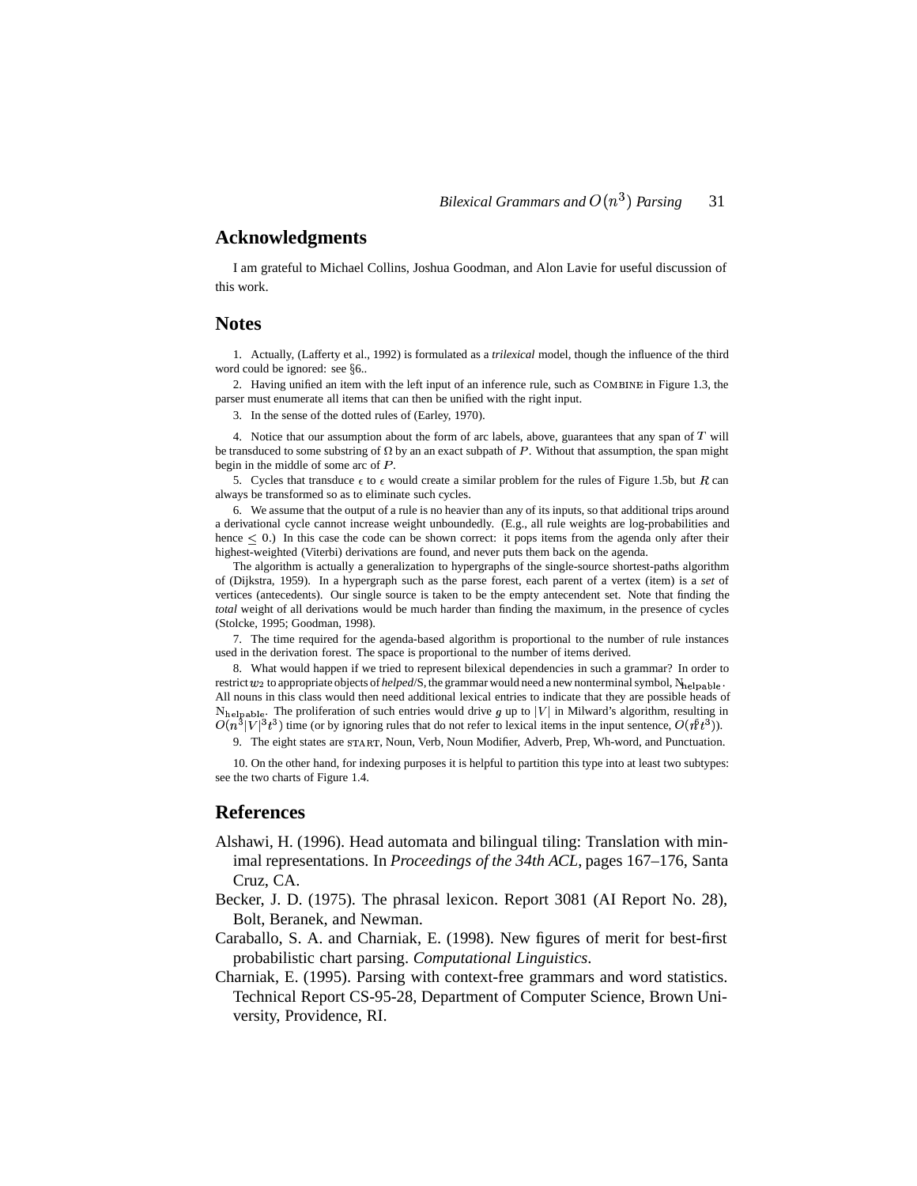## Acknowledgments

I am grateful to Michael Collins, Joshua Goodman, and Alon Lavie for useful discussion of this work.

## Notes

1. Actually, (Lafferty et al., 1992) is formulated as a *trilexical* model, though the influence of the third word could be ignored: see §6..

2. Having unified an item with the left input of an inference rule, such as COMBINE in Figure 1.3, the parser must enumerate all items that can then be unified with the right input.

3. In the sense of the dotted rules of (Earley, 1970).

4. Notice that our assumption about the form of arc labels, above, guarantees that any span of $T$ will be transduced to some substring of $\Omega$ by an an exact subpath of $P$. Without that assumption, the span might begin in the middle of some arc of $P$.

5. Cycles that transduce $\epsilon$ to $\epsilon$ would create a similar problem for the rules of Figure 1.5b, but $R$ can always be transformed so as to eliminate such cycles.

6. We assume that the output of a rule is no heavier than any of its inputs, so that additional trips around a derivational cycle cannot increase weight unboundedly. (E.g., all rule weights are log-probabilities and hence $\leq 0$.) In this case the code can be shown correct: it pops items from the agenda only after their highest-weighted (Viterbi) derivations are found, and never puts them back on the agenda.

The algorithm is actually a generalization to hypergraphs of the single-source shortest-paths algorithm of (Dijkstra, 1959). In a hypergraph such as the parse forest, each parent of a vertex (item) is a *set* of vertices (antecedents). Our single source is taken to be the empty antecendent set. Note that finding the *total* weight of all derivations would be much harder than finding the maximum, in the presence of cycles (Stolcke, 1995; Goodman, 1998).

7. The time required for the agenda-based algorithm is proportional to the number of rule instances used in the derivation forest. The space is proportional to the number of items derived.

8. What would happen if we tried to represent bilexical dependencies in such a grammar? In order to restrict $w_2$ to appropriate objects of *helped*/S, the grammar would need a new nonterminal symbol, $\mathrm{N_{helpable}}$. All nouns in this class would then need additional lexical entries to indicate that they are possible heads of $\mathrm{N_{helpable}}$. The proliferation of such entries would drive $g$ up to $|V|$ in Milward's algorithm, resulting in $O(n^3|V|^3t^3)$ time (or by ignoring rules that do not refer to lexical items in the input sentence, $O(n^6t^3)$).

9. The eight states are START, Noun, Verb, Noun Modifier, Adverb, Prep, Wh-word, and Punctuation.

10. On the other hand, for indexing purposes it is helpful to partition this type into at least two subtypes: see the two charts of Figure 1.4.

## References

Alshawi, H. (1996). Head automata and bilingual tiling: Translation with minimal representations. In *Proceedings of the 34th ACL*, pages 167–176, Santa Cruz, CA.

Becker, J. D. (1975). The phrasal lexicon. Report 3081 (AI Report No. 28), Bolt, Beranek, and Newman.

Caraballo, S. A. and Charniak, E. (1998). New figures of merit for best-first probabilistic chart parsing. *Computational Linguistics*.

Charniak, E. (1995). Parsing with context-free grammars and word statistics. Technical Report CS-95-28, Department of Computer Science, Brown University, Providence, RI.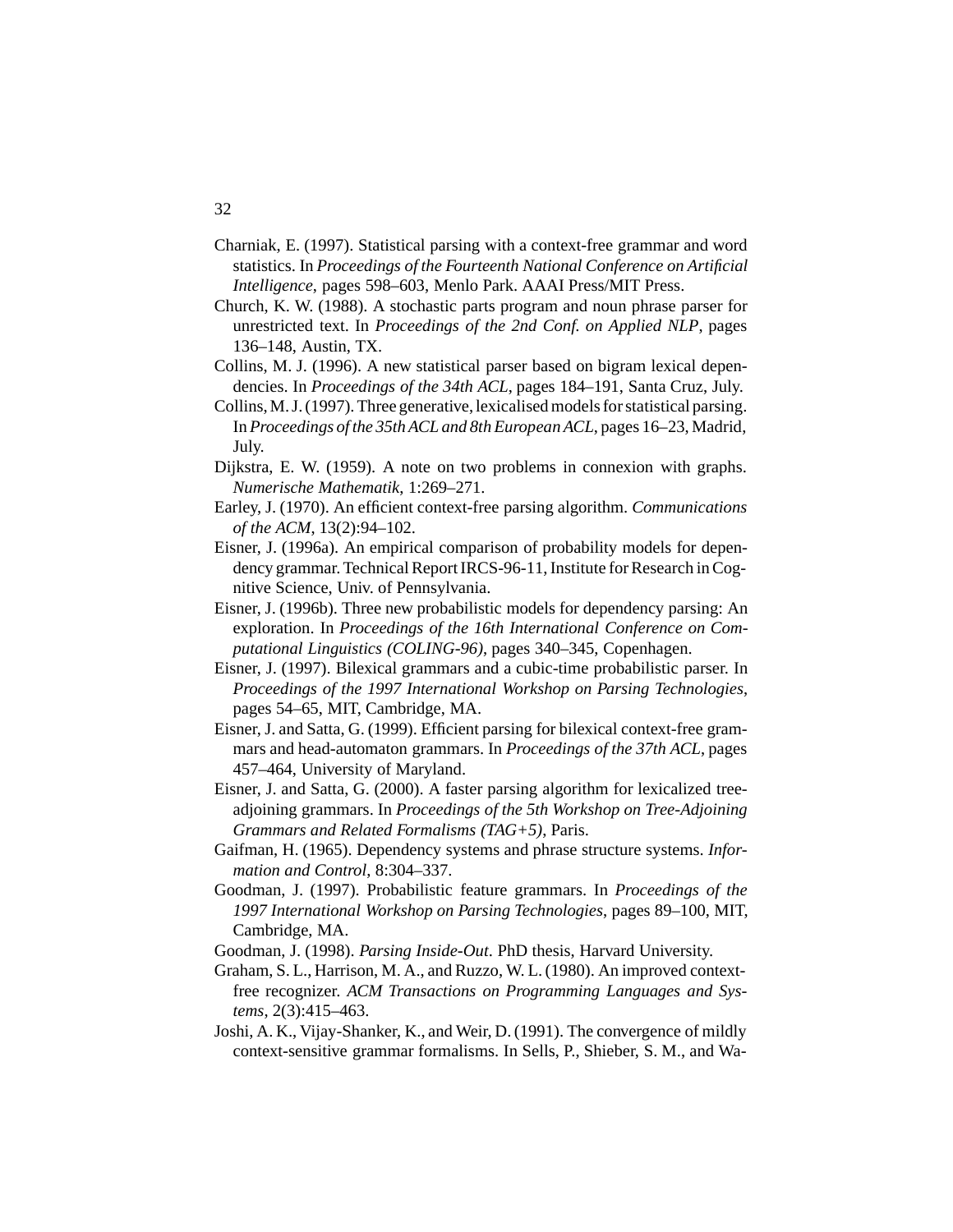Charniak, E. (1997). Statistical parsing with a context-free grammar and word statistics. In *Proceedings of the Fourteenth National Conference on Artificial Intelligence*, pages 598–603, Menlo Park. AAAI Press/MIT Press.

Church, K. W. (1988). A stochastic parts program and noun phrase parser for unrestricted text. In *Proceedings of the 2nd Conf. on Applied NLP*, pages 136–148, Austin, TX.

Collins, M. J. (1996). A new statistical parser based on bigram lexical dependencies. In *Proceedings of the 34th ACL*, pages 184–191, Santa Cruz, July.

Collins, M. J. (1997). Three generative, lexicalised models for statistical parsing. In *Proceedings of the 35th ACL and 8th European ACL*, pages 16–23, Madrid, July.

Dijkstra, E. W. (1959). A note on two problems in connexion with graphs. *Numerische Mathematik*, 1:269–271.

Earley, J. (1970). An efficient context-free parsing algorithm. *Communications of the ACM*, 13(2):94–102.

Eisner, J. (1996a). An empirical comparison of probability models for dependency grammar. Technical Report IRCS-96-11, Institute for Research in Cognitive Science, Univ. of Pennsylvania.

Eisner, J. (1996b). Three new probabilistic models for dependency parsing: An exploration. In *Proceedings of the 16th International Conference on Computational Linguistics (COLING-96)*, pages 340–345, Copenhagen.

Eisner, J. (1997). Bilexical grammars and a cubic-time probabilistic parser. In *Proceedings of the 1997 International Workshop on Parsing Technologies*, pages 54–65, MIT, Cambridge, MA.

Eisner, J. and Satta, G. (1999). Efficient parsing for bilexical context-free grammars and head-automaton grammars. In *Proceedings of the 37th ACL*, pages 457–464, University of Maryland.

Eisner, J. and Satta, G. (2000). A faster parsing algorithm for lexicalized tree-adjoining grammars. In *Proceedings of the 5th Workshop on Tree-Adjoining Grammars and Related Formalisms (TAG+5)*, Paris.

Gaifman, H. (1965). Dependency systems and phrase structure systems. *Information and Control*, 8:304–337.

Goodman, J. (1997). Probabilistic feature grammars. In *Proceedings of the 1997 International Workshop on Parsing Technologies*, pages 89–100, MIT, Cambridge, MA.

Goodman, J. (1998). *Parsing Inside-Out*. PhD thesis, Harvard University.

Graham, S. L., Harrison, M. A., and Ruzzo, W. L. (1980). An improved context-free recognizer. *ACM Transactions on Programming Languages and Systems*, 2(3):415–463.

Joshi, A. K., Vijay-Shanker, K., and Weir, D. (1991). The convergence of mildly context-sensitive grammar formalisms. In Sells, P., Shieber, S. M., and Wa-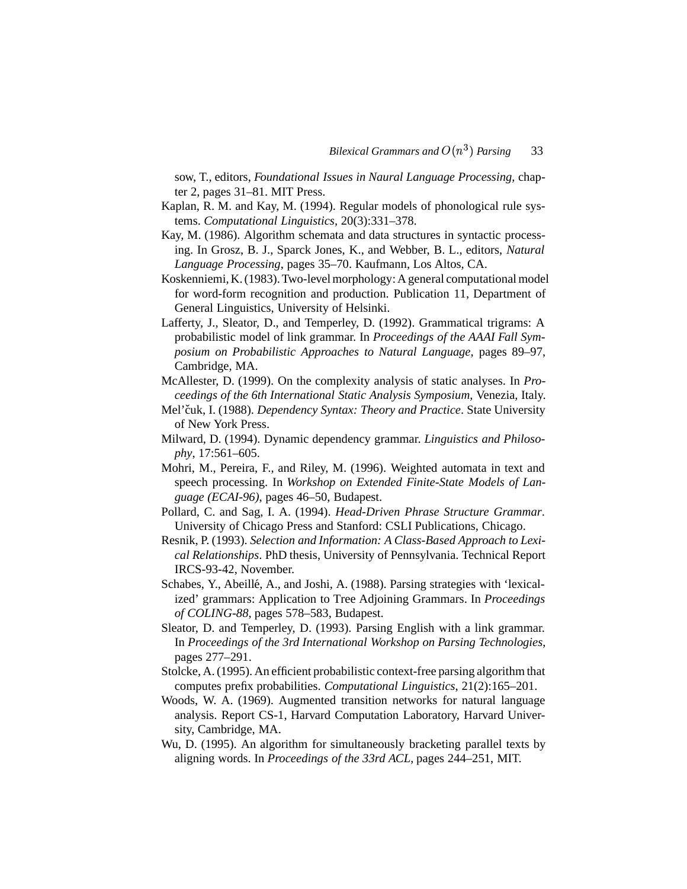sow, T., editors, *Foundational Issues in Naural Language Processing*, chapter 2, pages 31–81. MIT Press.

Kaplan, R. M. and Kay, M. (1994). Regular models of phonological rule systems. *Computational Linguistics*, 20(3):331–378.

Kay, M. (1986). Algorithm schemata and data structures in syntactic processing. In Grosz, B. J., Sparck Jones, K., and Webber, B. L., editors, *Natural Language Processing*, pages 35–70. Kaufmann, Los Altos, CA.

Koskenniemi, K. (1983). Two-level morphology: A general computational model for word-form recognition and production. Publication 11, Department of General Linguistics, University of Helsinki.

Lafferty, J., Sleator, D., and Temperley, D. (1992). Grammatical trigrams: A probabilistic model of link grammar. In *Proceedings of the AAAI Fall Symposium on Probabilistic Approaches to Natural Language*, pages 89–97, Cambridge, MA.

McAllester, D. (1999). On the complexity analysis of static analyses. In *Proceedings of the 6th International Static Analysis Symposium*, Venezia, Italy.

Mel'čuk, I. (1988). *Dependency Syntax: Theory and Practice*. State University of New York Press.

Milward, D. (1994). Dynamic dependency grammar. *Linguistics and Philosophy*, 17:561–605.

Mohri, M., Pereira, F., and Riley, M. (1996). Weighted automata in text and speech processing. In *Workshop on Extended Finite-State Models of Language (ECAI-96)*, pages 46–50, Budapest.

Pollard, C. and Sag, I. A. (1994). *Head-Driven Phrase Structure Grammar*. University of Chicago Press and Stanford: CSLI Publications, Chicago.

Resnik, P. (1993). *Selection and Information: A Class-Based Approach to Lexical Relationships*. PhD thesis, University of Pennsylvania. Technical Report IRCS-93-42, November.

Schabes, Y., Abeillé, A., and Joshi, A. (1988). Parsing strategies with 'lexicalized' grammars: Application to Tree Adjoining Grammars. In *Proceedings of COLING-88*, pages 578–583, Budapest.

Sleator, D. and Temperley, D. (1993). Parsing English with a link grammar. In *Proceedings of the 3rd International Workshop on Parsing Technologies*, pages 277–291.

Stolcke, A. (1995). An efficient probabilistic context-free parsing algorithm that computes prefix probabilities. *Computational Linguistics*, 21(2):165–201.

Woods, W. A. (1969). Augmented transition networks for natural language analysis. Report CS-1, Harvard Computation Laboratory, Harvard University, Cambridge, MA.

Wu, D. (1995). An algorithm for simultaneously bracketing parallel texts by aligning words. In *Proceedings of the 33rd ACL*, pages 244–251, MIT.